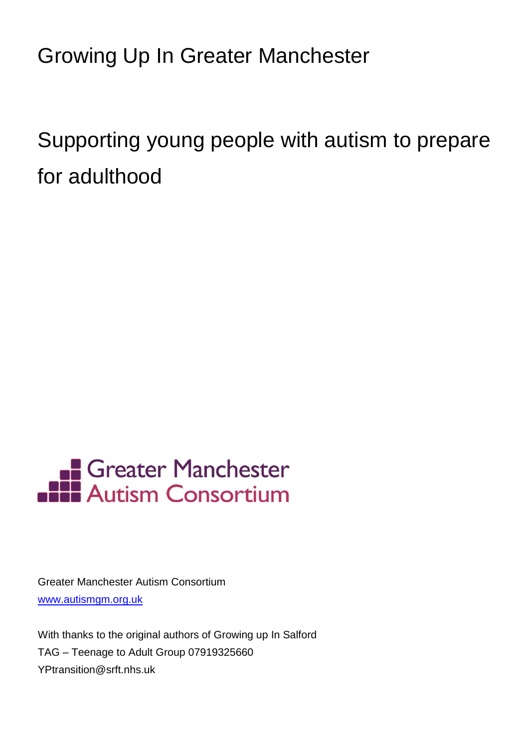# Growing Up In Greater Manchester

## Supporting young people with autism to prepare for adulthood

Greater Manchester Autism Consortium

Greater Manchester Autism Consortium
[www.autismgm.org.uk](http://www.autismgm.org.uk)

With thanks to the original authors of Growing up In Salford
TAG – Teenage to Adult Group 07919325660
YPtransition@srft.nhs.uk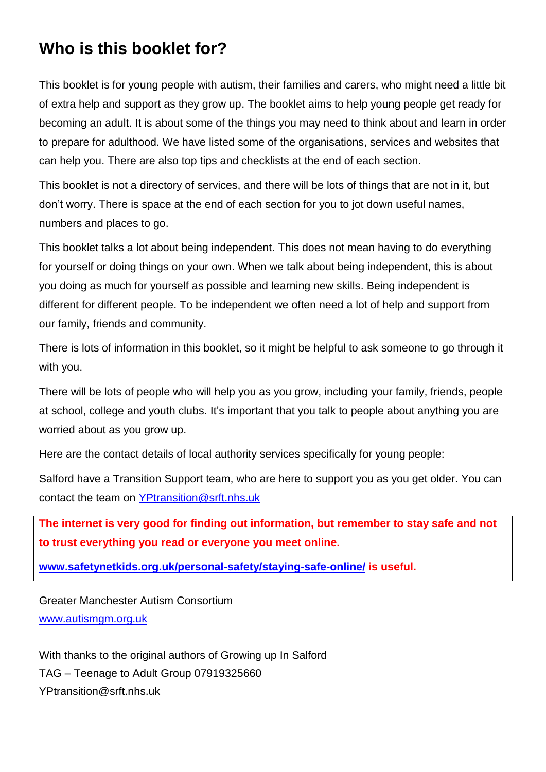# Who is this booklet for?

This booklet is for young people with autism, their families and carers, who might need a little bit of extra help and support as they grow up. The booklet aims to help young people get ready for becoming an adult. It is about some of the things you may need to think about and learn in order to prepare for adulthood. We have listed some of the organisations, services and websites that can help you. There are also top tips and checklists at the end of each section.

This booklet is not a directory of services, and there will be lots of things that are not in it, but don't worry. There is space at the end of each section for you to jot down useful names, numbers and places to go.

This booklet talks a lot about being independent. This does not mean having to do everything for yourself or doing things on your own. When we talk about being independent, this is about you doing as much for yourself as possible and learning new skills. Being independent is different for different people. To be independent we often need a lot of help and support from our family, friends and community.

There is lots of information in this booklet, so it might be helpful to ask someone to go through it with you.

There will be lots of people who will help you as you grow, including your family, friends, people at school, college and youth clubs. It's important that you talk to people about anything you are worried about as you grow up.

Here are the contact details of local authority services specifically for young people:

Salford have a Transition Support team, who are here to support you as you get older. You can contact the team on YPtransition@srft.nhs.uk

**The internet is very good for finding out information, but remember to stay safe and not to trust everything you read or everyone you meet online.**

**www.safetynetkids.org.uk/personal-safety/staying-safe-online/ is useful.**

Greater Manchester Autism Consortium
www.autismgm.org.uk

With thanks to the original authors of Growing up In Salford
TAG – Teenage to Adult Group 07919325660
YPtransition@srft.nhs.uk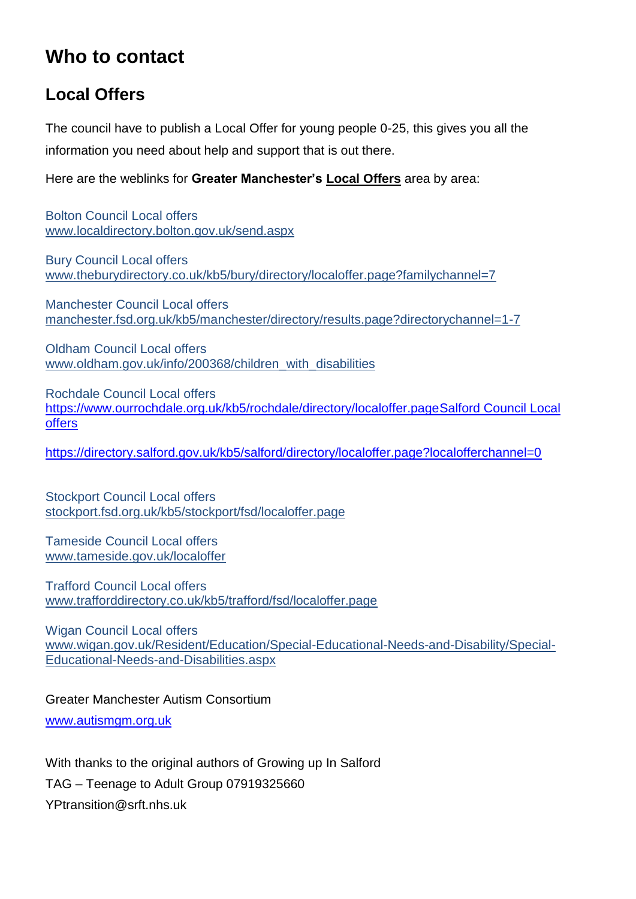# Who to contact

## Local Offers

The council have to publish a Local Offer for young people 0-25, this gives you all the information you need about help and support that is out there.

Here are the weblinks for **Greater Manchester's <u>Local Offers</u>** area by area:

Bolton Council Local offers
www.localdirectory.bolton.gov.uk/send.aspx

Bury Council Local offers
www.theburydirectory.co.uk/kb5/bury/directory/localoffer.page?familychannel=7

Manchester Council Local offers
manchester.fsd.org.uk/kb5/manchester/directory/results.page?directorychannel=1-7

Oldham Council Local offers
www.oldham.gov.uk/info/200368/children_with_disabilities

Rochdale Council Local offers
https://www.ourrochdale.org.uk/kb5/rochdale/directory/localoffer.pageSalford Council Local offers

https://directory.salford.gov.uk/kb5/salford/directory/localoffer.page?localofferchannel=0

Stockport Council Local offers
stockport.fsd.org.uk/kb5/stockport/fsd/localoffer.page

Tameside Council Local offers
www.tameside.gov.uk/localoffer

Trafford Council Local offers
www.trafforddirectory.co.uk/kb5/trafford/fsd/localoffer.page

Wigan Council Local offers
www.wigan.gov.uk/Resident/Education/Special-Educational-Needs-and-Disability/Special-Educational-Needs-and-Disabilities.aspx

Greater Manchester Autism Consortium
www.autismgm.org.uk

With thanks to the original authors of Growing up In Salford
TAG – Teenage to Adult Group 07919325660
YPtransition@srft.nhs.uk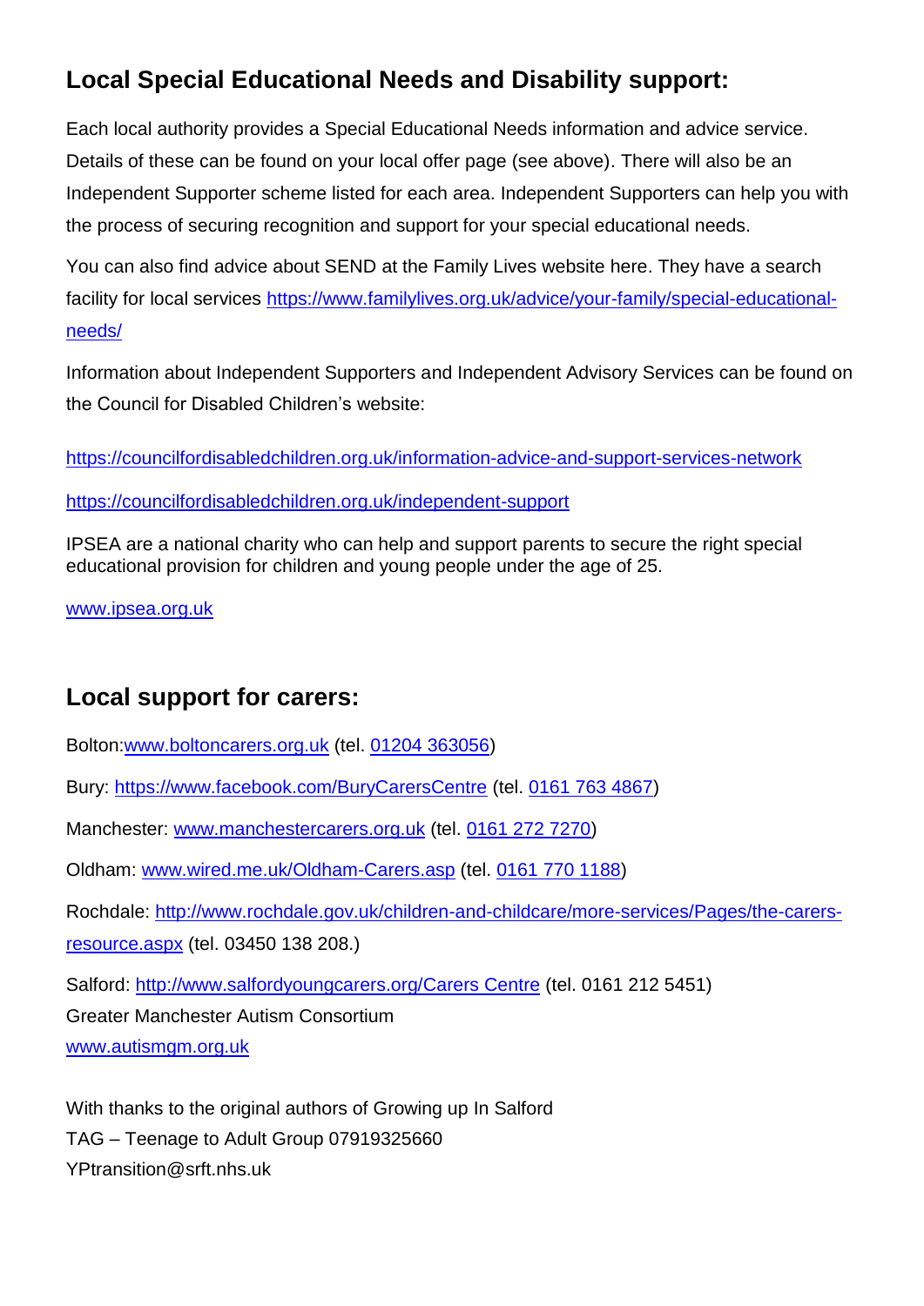## Local Special Educational Needs and Disability support:

Each local authority provides a Special Educational Needs information and advice service. Details of these can be found on your local offer page (see above). There will also be an Independent Supporter scheme listed for each area. Independent Supporters can help you with the process of securing recognition and support for your special educational needs.

You can also find advice about SEND at the Family Lives website here. They have a search facility for local services https://www.familylives.org.uk/advice/your-family/special-educational-needs/

Information about Independent Supporters and Independent Advisory Services can be found on the Council for Disabled Children's website:

https://councilfordisabledchildren.org.uk/information-advice-and-support-services-network

https://councilfordisabledchildren.org.uk/independent-support

IPSEA are a national charity who can help and support parents to secure the right special educational provision for children and young people under the age of 25.

www.ipsea.org.uk

## Local support for carers:

Bolton:www.boltoncarers.org.uk (tel. 01204 363056)

Bury: https://www.facebook.com/BuryCarersCentre (tel. 0161 763 4867)

Manchester: www.manchestercarers.org.uk (tel. 0161 272 7270)

Oldham: www.wired.me.uk/Oldham-Carers.asp (tel. 0161 770 1188)

Rochdale: http://www.rochdale.gov.uk/children-and-childcare/more-services/Pages/the-carers-resource.aspx (tel. 03450 138 208.)

Salford: http://www.salfordyoungcarers.org/Carers Centre (tel. 0161 212 5451)
Greater Manchester Autism Consortium
www.autismgm.org.uk

With thanks to the original authors of Growing up In Salford
TAG – Teenage to Adult Group 07919325660
YPtransition@srft.nhs.uk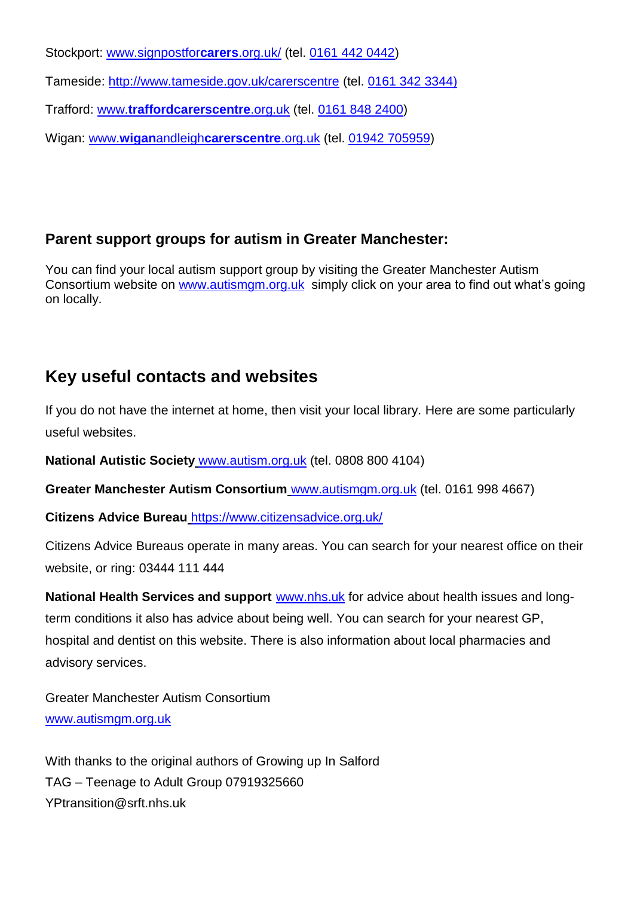Stockport: www.signpostforcarers.org.uk/ (tel. 0161 442 0442)

Tameside: http://www.tameside.gov.uk/carerscentre (tel. 0161 342 3344)

Trafford: www.traffordcarerscentre.org.uk (tel. 0161 848 2400)

Wigan: www.wiganandleighcarerscentre.org.uk (tel. 01942 705959)

### Parent support groups for autism in Greater Manchester:

You can find your local autism support group by visiting the Greater Manchester Autism Consortium website on www.autismgm.org.uk simply click on your area to find out what's going on locally.

## Key useful contacts and websites

If you do not have the internet at home, then visit your local library. Here are some particularly useful websites.

**National Autistic Society** www.autism.org.uk (tel. 0808 800 4104)

**Greater Manchester Autism Consortium** www.autismgm.org.uk (tel. 0161 998 4667)

**Citizens Advice Bureau** https://www.citizensadvice.org.uk/

Citizens Advice Bureaus operate in many areas. You can search for your nearest office on their website, or ring: 03444 111 444

**National Health Services and support** www.nhs.uk for advice about health issues and long-term conditions it also has advice about being well. You can search for your nearest GP, hospital and dentist on this website. There is also information about local pharmacies and advisory services.

Greater Manchester Autism Consortium
www.autismgm.org.uk

With thanks to the original authors of Growing up In Salford
TAG – Teenage to Adult Group 07919325660
YPtransition@srft.nhs.uk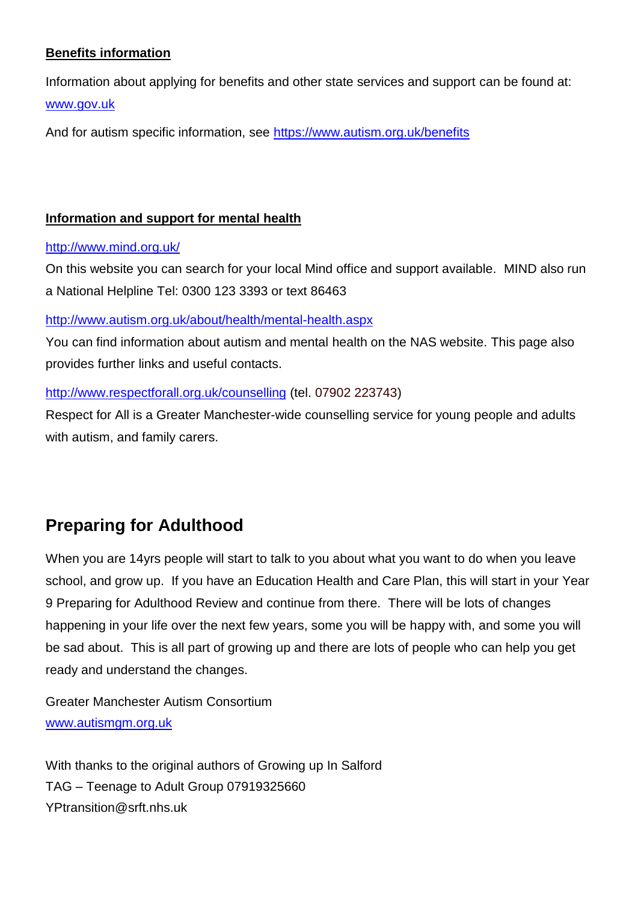**Benefits information**

Information about applying for benefits and other state services and support can be found at: [www.gov.uk](http://www.gov.uk)

And for autism specific information, see [https://www.autism.org.uk/benefits](https://www.autism.org.uk/benefits)

**Information and support for mental health**

[http://www.mind.org.uk/](http://www.mind.org.uk/)

On this website you can search for your local Mind office and support available. MIND also run a National Helpline Tel: 0300 123 3393 or text 86463

[http://www.autism.org.uk/about/health/mental-health.aspx](http://www.autism.org.uk/about/health/mental-health.aspx)

You can find information about autism and mental health on the NAS website. This page also provides further links and useful contacts.

[http://www.respectforall.org.uk/counselling](http://www.respectforall.org.uk/counselling) (tel. 07902 223743)

Respect for All is a Greater Manchester-wide counselling service for young people and adults with autism, and family carers.

## Preparing for Adulthood

When you are 14yrs people will start to talk to you about what you want to do when you leave school, and grow up. If you have an Education Health and Care Plan, this will start in your Year 9 Preparing for Adulthood Review and continue from there. There will be lots of changes happening in your life over the next few years, some you will be happy with, and some you will be sad about. This is all part of growing up and there are lots of people who can help you get ready and understand the changes.

Greater Manchester Autism Consortium
[www.autismgm.org.uk](http://www.autismgm.org.uk)

With thanks to the original authors of Growing up In Salford
TAG – Teenage to Adult Group 07919325660
YPtransition@srft.nhs.uk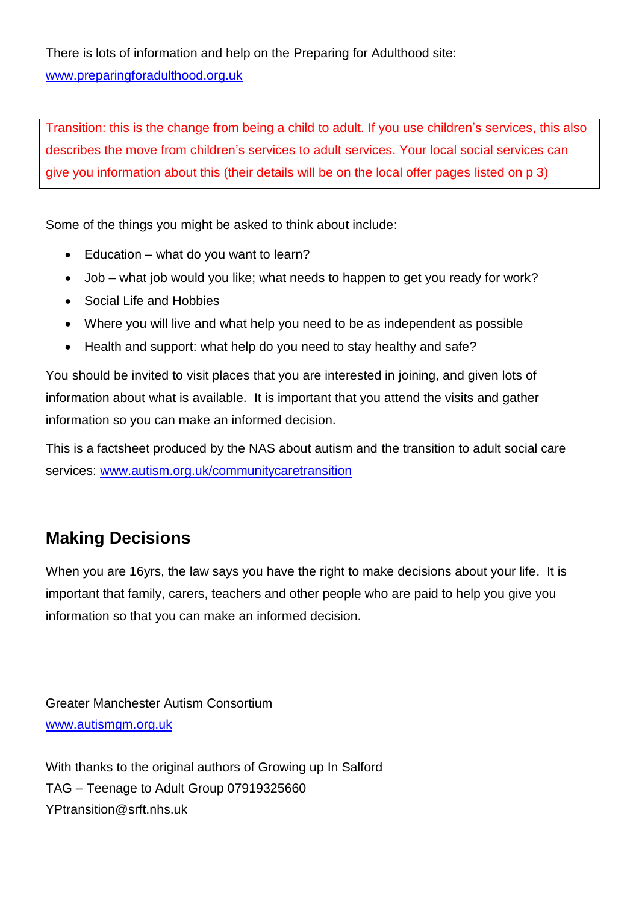There is lots of information and help on the Preparing for Adulthood site: www.preparingforadulthood.org.uk

> Transition: this is the change from being a child to adult. If you use children's services, this also describes the move from children's services to adult services. Your local social services can give you information about this (their details will be on the local offer pages listed on p 3)

Some of the things you might be asked to think about include:

- Education – what do you want to learn?
- Job – what job would you like; what needs to happen to get you ready for work?
- Social Life and Hobbies
- Where you will live and what help you need to be as independent as possible
- Health and support: what help do you need to stay healthy and safe?

You should be invited to visit places that you are interested in joining, and given lots of information about what is available. It is important that you attend the visits and gather information so you can make an informed decision.

This is a factsheet produced by the NAS about autism and the transition to adult social care services: www.autism.org.uk/communitycaretransition

## Making Decisions

When you are 16yrs, the law says you have the right to make decisions about your life. It is important that family, carers, teachers and other people who are paid to help you give you information so that you can make an informed decision.

Greater Manchester Autism Consortium
www.autismgm.org.uk

With thanks to the original authors of Growing up In Salford
TAG – Teenage to Adult Group 07919325660
YPtransition@srft.nhs.uk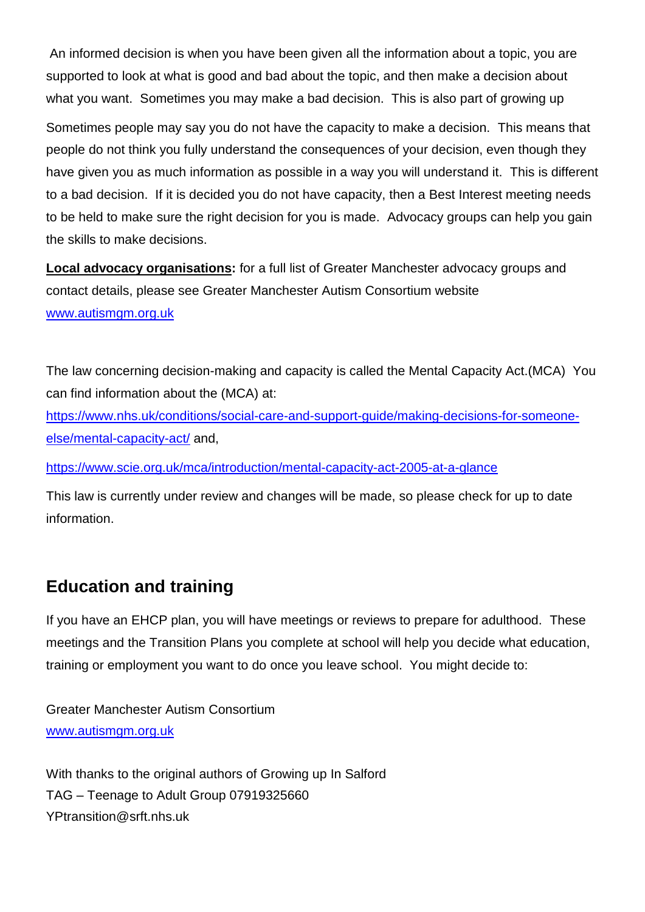An informed decision is when you have been given all the information about a topic, you are supported to look at what is good and bad about the topic, and then make a decision about what you want. Sometimes you may make a bad decision. This is also part of growing up

Sometimes people may say you do not have the capacity to make a decision. This means that people do not think you fully understand the consequences of your decision, even though they have given you as much information as possible in a way you will understand it. This is different to a bad decision. If it is decided you do not have capacity, then a Best Interest meeting needs to be held to make sure the right decision for you is made. Advocacy groups can help you gain the skills to make decisions.

**Local advocacy organisations:** for a full list of Greater Manchester advocacy groups and contact details, please see Greater Manchester Autism Consortium website [www.autismgm.org.uk](http://www.autismgm.org.uk)

The law concerning decision-making and capacity is called the Mental Capacity Act.(MCA) You can find information about the (MCA) at:
[https://www.nhs.uk/conditions/social-care-and-support-guide/making-decisions-for-someone-else/mental-capacity-act/](https://www.nhs.uk/conditions/social-care-and-support-guide/making-decisions-for-someone-else/mental-capacity-act/) and,

[https://www.scie.org.uk/mca/introduction/mental-capacity-act-2005-at-a-glance](https://www.scie.org.uk/mca/introduction/mental-capacity-act-2005-at-a-glance)

This law is currently under review and changes will be made, so please check for up to date information.

## Education and training

If you have an EHCP plan, you will have meetings or reviews to prepare for adulthood. These meetings and the Transition Plans you complete at school will help you decide what education, training or employment you want to do once you leave school. You might decide to:

Greater Manchester Autism Consortium
[www.autismgm.org.uk](http://www.autismgm.org.uk)

With thanks to the original authors of Growing up In Salford
TAG – Teenage to Adult Group 07919325660
YPtransition@srft.nhs.uk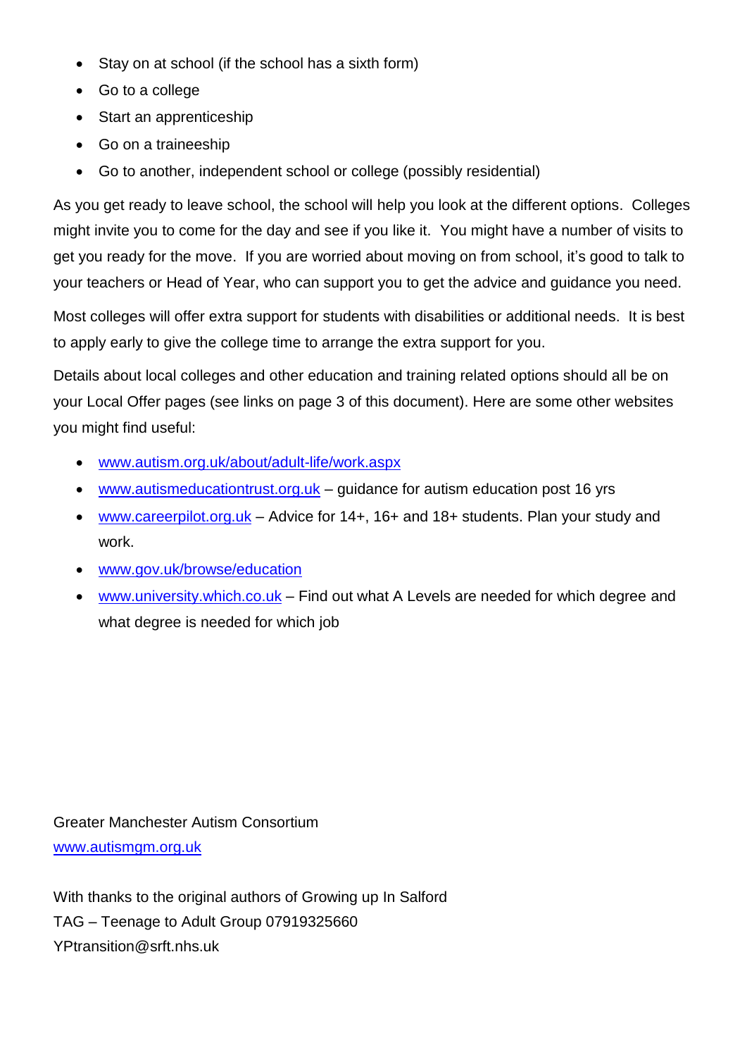- Stay on at school (if the school has a sixth form)
- Go to a college
- Start an apprenticeship
- Go on a traineeship
- Go to another, independent school or college (possibly residential)

As you get ready to leave school, the school will help you look at the different options. Colleges might invite you to come for the day and see if you like it. You might have a number of visits to get you ready for the move. If you are worried about moving on from school, it's good to talk to your teachers or Head of Year, who can support you to get the advice and guidance you need.

Most colleges will offer extra support for students with disabilities or additional needs. It is best to apply early to give the college time to arrange the extra support for you.

Details about local colleges and other education and training related options should all be on your Local Offer pages (see links on page 3 of this document). Here are some other websites you might find useful:

- www.autism.org.uk/about/adult-life/work.aspx
- www.autismeducationtrust.org.uk – guidance for autism education post 16 yrs
- www.careerpilot.org.uk – Advice for 14+, 16+ and 18+ students. Plan your study and work.
- www.gov.uk/browse/education
- www.university.which.co.uk – Find out what A Levels are needed for which degree and what degree is needed for which job

Greater Manchester Autism Consortium
www.autismgm.org.uk

With thanks to the original authors of Growing up In Salford
TAG – Teenage to Adult Group 07919325660
YPtransition@srft.nhs.uk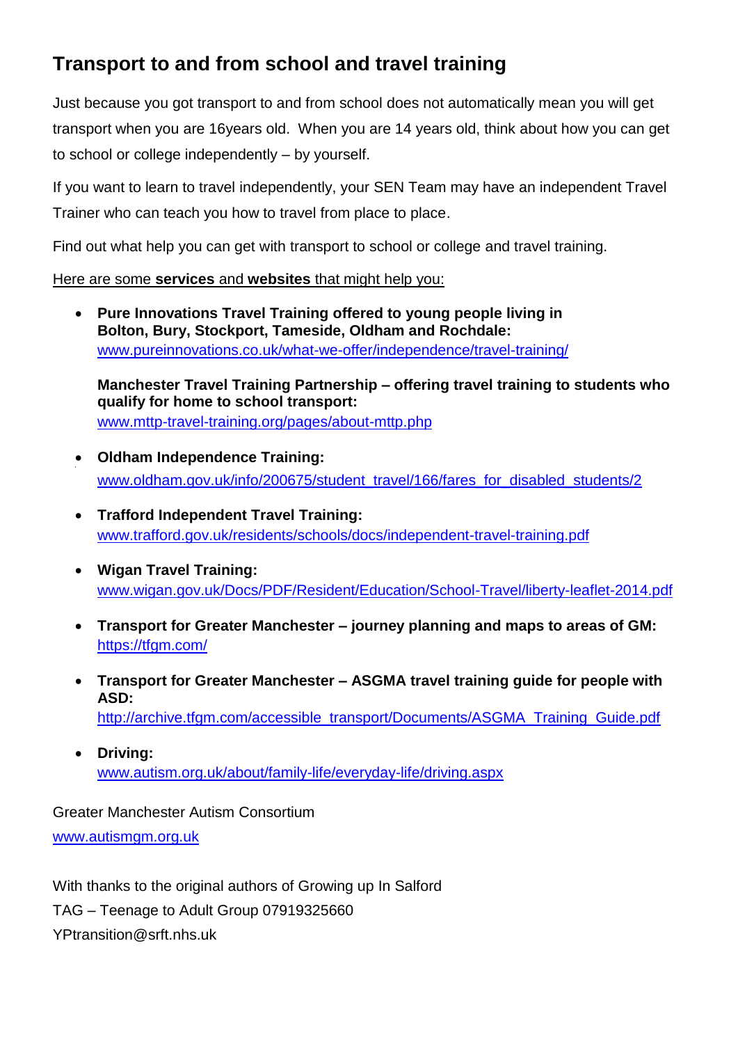## Transport to and from school and travel training

Just because you got transport to and from school does not automatically mean you will get transport when you are 16years old. When you are 14 years old, think about how you can get to school or college independently – by yourself.

If you want to learn to travel independently, your SEN Team may have an independent Travel Trainer who can teach you how to travel from place to place.

Find out what help you can get with transport to school or college and travel training.

Here are some **services** and **websites** that might help you:

- **Pure Innovations Travel Training offered to young people living in Bolton, Bury, Stockport, Tameside, Oldham and Rochdale:**
  www.pureinnovations.co.uk/what-we-offer/independence/travel-training/

  **Manchester Travel Training Partnership – offering travel training to students who qualify for home to school transport:**
  www.mttp-travel-training.org/pages/about-mttp.php

- **Oldham Independence Training:**
  www.oldham.gov.uk/info/200675/student_travel/166/fares_for_disabled_students/2

- **Trafford Independent Travel Training:**
  www.trafford.gov.uk/residents/schools/docs/independent-travel-training.pdf

- **Wigan Travel Training:**
  www.wigan.gov.uk/Docs/PDF/Resident/Education/School-Travel/liberty-leaflet-2014.pdf

- **Transport for Greater Manchester – journey planning and maps to areas of GM:**
  https://tfgm.com/

- **Transport for Greater Manchester – ASGMA travel training guide for people with ASD:**
  http://archive.tfgm.com/accessible_transport/Documents/ASGMA_Training_Guide.pdf

- **Driving:**
  www.autism.org.uk/about/family-life/everyday-life/driving.aspx

Greater Manchester Autism Consortium
www.autismgm.org.uk

With thanks to the original authors of Growing up In Salford
TAG – Teenage to Adult Group 07919325660
YPtransition@srft.nhs.uk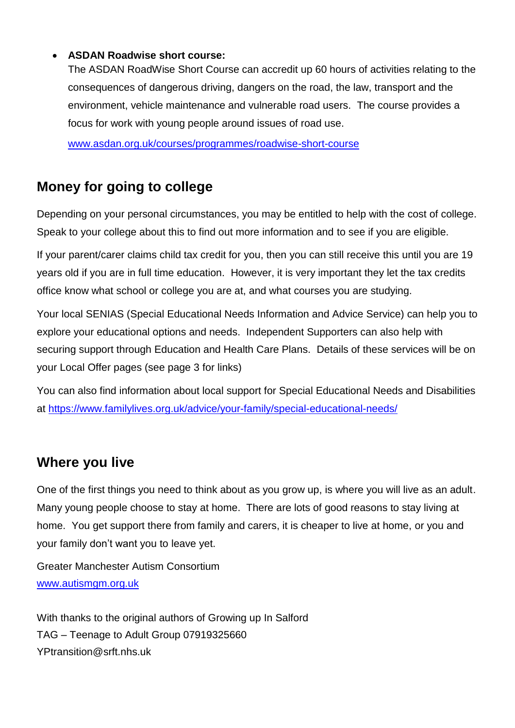- **ASDAN Roadwise short course:**
  The ASDAN RoadWise Short Course can accredit up 60 hours of activities relating to the consequences of dangerous driving, dangers on the road, the law, transport and the environment, vehicle maintenance and vulnerable road users. The course provides a focus for work with young people around issues of road use.

  www.asdan.org.uk/courses/programmes/roadwise-short-course

## Money for going to college

Depending on your personal circumstances, you may be entitled to help with the cost of college. Speak to your college about this to find out more information and to see if you are eligible.

If your parent/carer claims child tax credit for you, then you can still receive this until you are 19 years old if you are in full time education. However, it is very important they let the tax credits office know what school or college you are at, and what courses you are studying.

Your local SENIAS (Special Educational Needs Information and Advice Service) can help you to explore your educational options and needs. Independent Supporters can also help with securing support through Education and Health Care Plans. Details of these services will be on your Local Offer pages (see page 3 for links)

You can also find information about local support for Special Educational Needs and Disabilities at https://www.familylives.org.uk/advice/your-family/special-educational-needs/

## Where you live

One of the first things you need to think about as you grow up, is where you will live as an adult. Many young people choose to stay at home. There are lots of good reasons to stay living at home. You get support there from family and carers, it is cheaper to live at home, or you and your family don't want you to leave yet.

Greater Manchester Autism Consortium
www.autismgm.org.uk

With thanks to the original authors of Growing up In Salford
TAG – Teenage to Adult Group 07919325660
YPtransition@srft.nhs.uk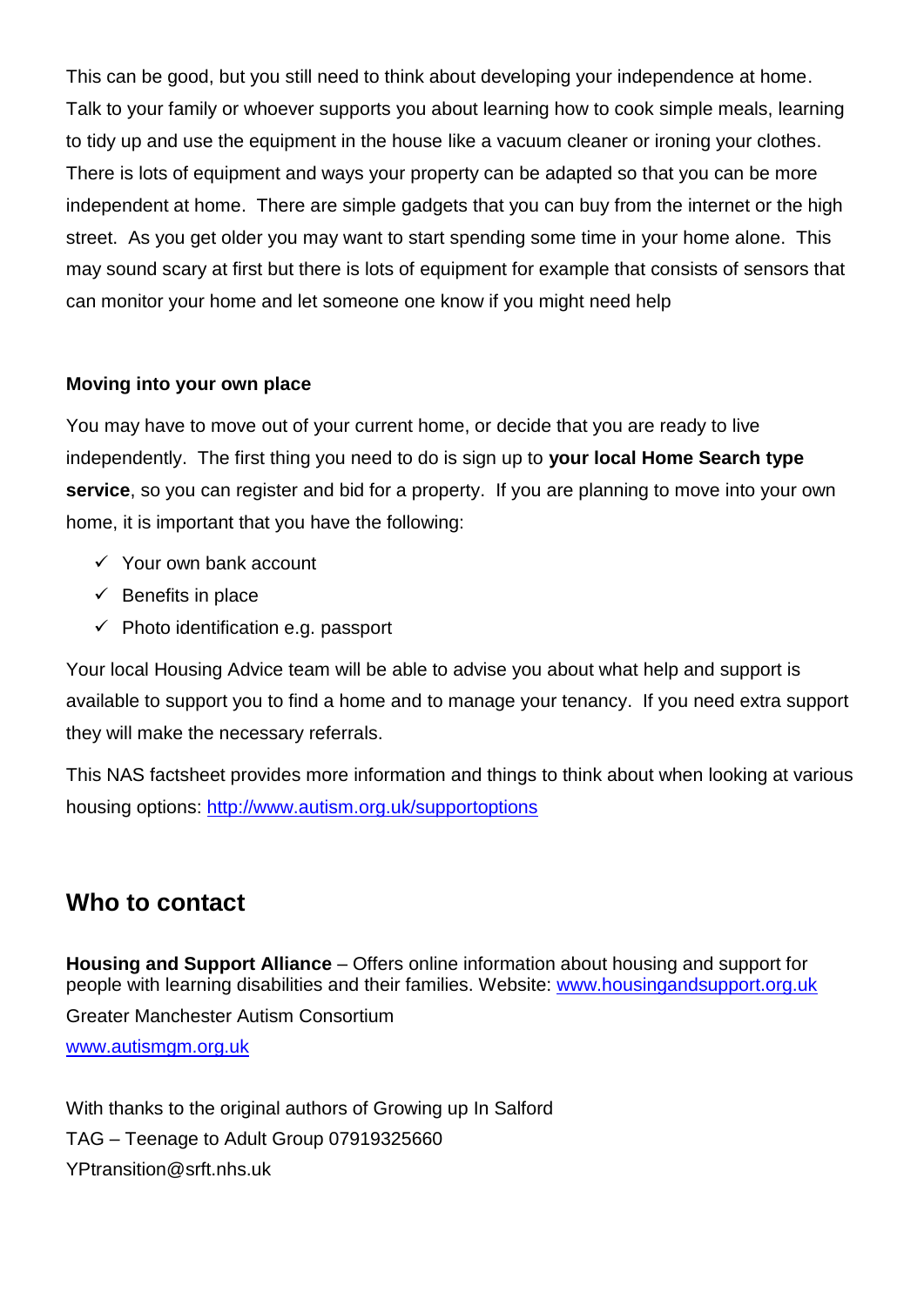This can be good, but you still need to think about developing your independence at home. Talk to your family or whoever supports you about learning how to cook simple meals, learning to tidy up and use the equipment in the house like a vacuum cleaner or ironing your clothes. There is lots of equipment and ways your property can be adapted so that you can be more independent at home. There are simple gadgets that you can buy from the internet or the high street. As you get older you may want to start spending some time in your home alone. This may sound scary at first but there is lots of equipment for example that consists of sensors that can monitor your home and let someone one know if you might need help

**Moving into your own place**

You may have to move out of your current home, or decide that you are ready to live independently. The first thing you need to do is sign up to **your local Home Search type service**, so you can register and bid for a property. If you are planning to move into your own home, it is important that you have the following:

- ✓ Your own bank account
- ✓ Benefits in place
- ✓ Photo identification e.g. passport

Your local Housing Advice team will be able to advise you about what help and support is available to support you to find a home and to manage your tenancy. If you need extra support they will make the necessary referrals.

This NAS factsheet provides more information and things to think about when looking at various housing options: http://www.autism.org.uk/supportoptions

## Who to contact

**Housing and Support Alliance** – Offers online information about housing and support for people with learning disabilities and their families. Website: www.housingandsupport.org.uk

Greater Manchester Autism Consortium

www.autismgm.org.uk

With thanks to the original authors of Growing up In Salford

TAG – Teenage to Adult Group 07919325660

YPtransition@srft.nhs.uk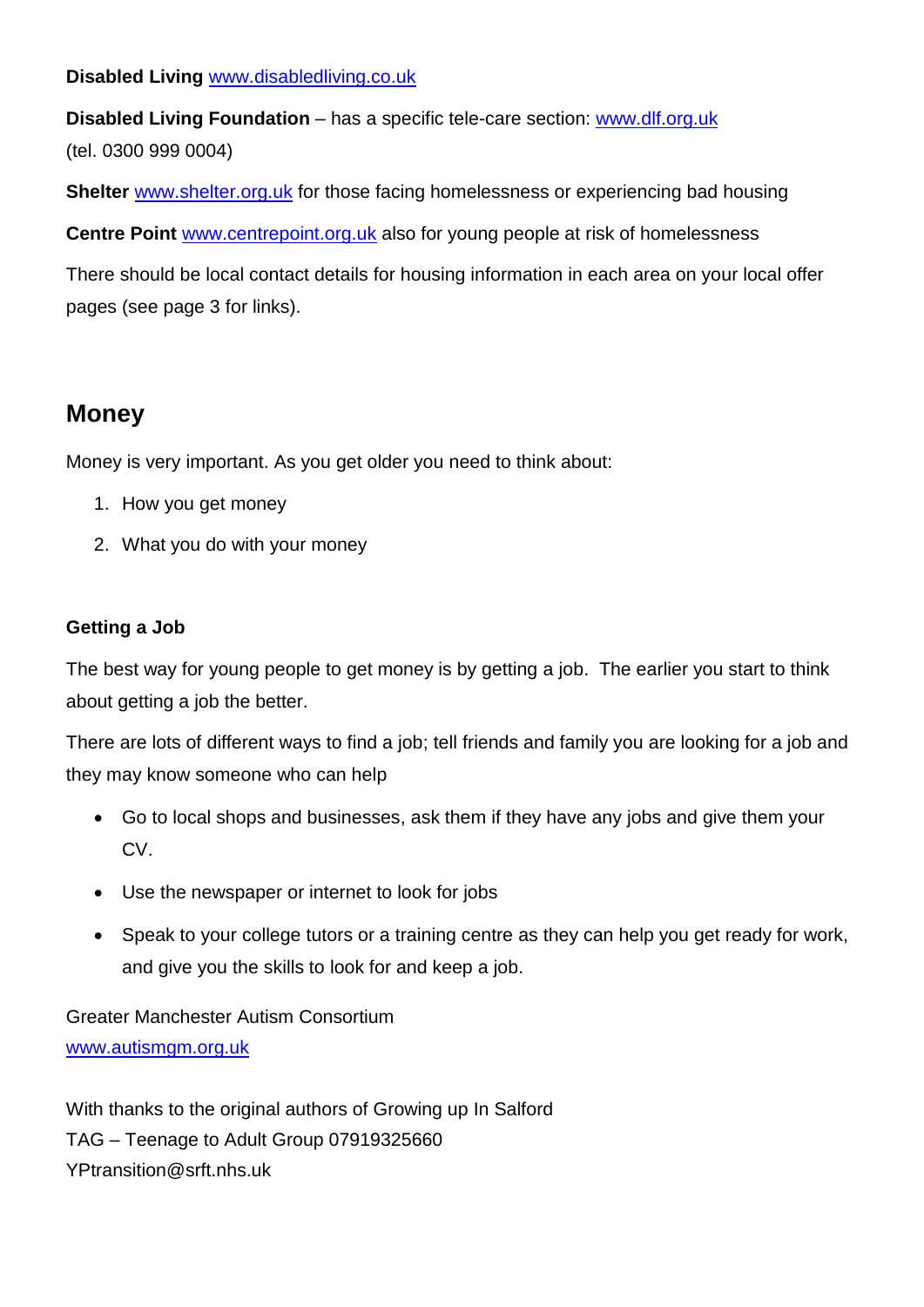**Disabled Living** www.disabledliving.co.uk

**Disabled Living Foundation** – has a specific tele-care section: www.dlf.org.uk (tel. 0300 999 0004)

**Shelter** www.shelter.org.uk for those facing homelessness or experiencing bad housing

**Centre Point** www.centrepoint.org.uk also for young people at risk of homelessness

There should be local contact details for housing information in each area on your local offer pages (see page 3 for links).

## Money

Money is very important. As you get older you need to think about:

1. How you get money
2. What you do with your money

**Getting a Job**

The best way for young people to get money is by getting a job. The earlier you start to think about getting a job the better.

There are lots of different ways to find a job; tell friends and family you are looking for a job and they may know someone who can help

- Go to local shops and businesses, ask them if they have any jobs and give them your CV.
- Use the newspaper or internet to look for jobs
- Speak to your college tutors or a training centre as they can help you get ready for work, and give you the skills to look for and keep a job.

Greater Manchester Autism Consortium
www.autismgm.org.uk

With thanks to the original authors of Growing up In Salford
TAG – Teenage to Adult Group 07919325660
YPtransition@srft.nhs.uk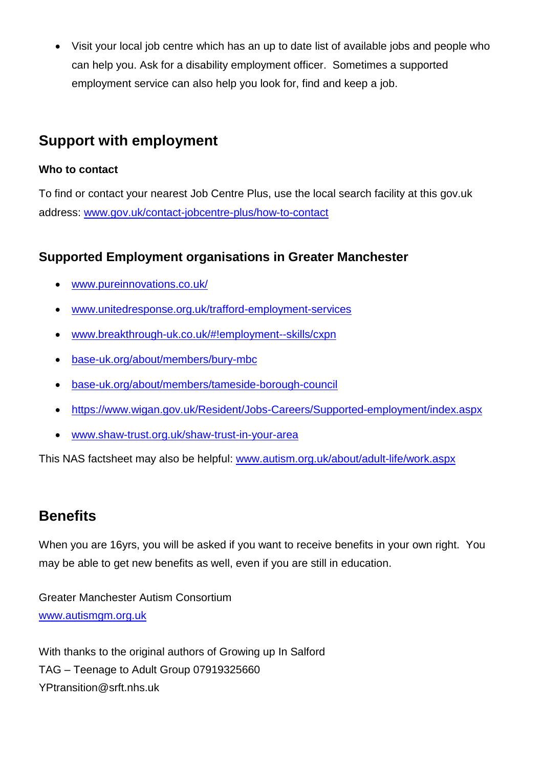- Visit your local job centre which has an up to date list of available jobs and people who can help you. Ask for a disability employment officer. Sometimes a supported employment service can also help you look for, find and keep a job.

## Support with employment

**Who to contact**

To find or contact your nearest Job Centre Plus, use the local search facility at this gov.uk address: www.gov.uk/contact-jobcentre-plus/how-to-contact

### Supported Employment organisations in Greater Manchester

- www.pureinnovations.co.uk/
- www.unitedresponse.org.uk/trafford-employment-services
- www.breakthrough-uk.co.uk/#!employment--skills/cxpn
- base-uk.org/about/members/bury-mbc
- base-uk.org/about/members/tameside-borough-council
- https://www.wigan.gov.uk/Resident/Jobs-Careers/Supported-employment/index.aspx
- www.shaw-trust.org.uk/shaw-trust-in-your-area

This NAS factsheet may also be helpful: www.autism.org.uk/about/adult-life/work.aspx

## Benefits

When you are 16yrs, you will be asked if you want to receive benefits in your own right. You may be able to get new benefits as well, even if you are still in education.

Greater Manchester Autism Consortium
www.autismgm.org.uk

With thanks to the original authors of Growing up In Salford
TAG – Teenage to Adult Group 07919325660
YPtransition@srft.nhs.uk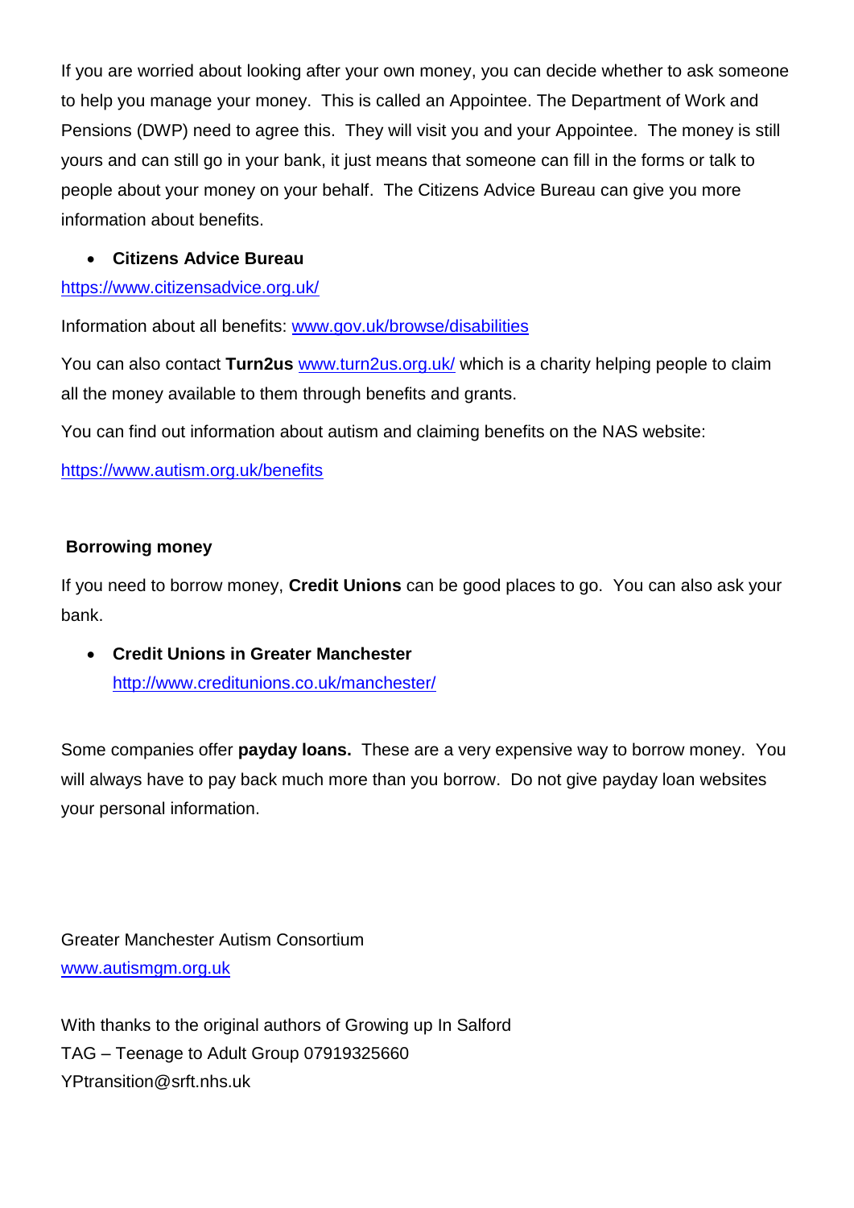If you are worried about looking after your own money, you can decide whether to ask someone to help you manage your money. This is called an Appointee. The Department of Work and Pensions (DWP) need to agree this. They will visit you and your Appointee. The money is still yours and can still go in your bank, it just means that someone can fill in the forms or talk to people about your money on your behalf. The Citizens Advice Bureau can give you more information about benefits.

- **Citizens Advice Bureau**

https://www.citizensadvice.org.uk/

Information about all benefits: www.gov.uk/browse/disabilities

You can also contact **Turn2us** www.turn2us.org.uk/ which is a charity helping people to claim all the money available to them through benefits and grants.

You can find out information about autism and claiming benefits on the NAS website:

https://www.autism.org.uk/benefits

**Borrowing money**

If you need to borrow money, **Credit Unions** can be good places to go. You can also ask your bank.

- **Credit Unions in Greater Manchester**
  http://www.creditunions.co.uk/manchester/

Some companies offer **payday loans.** These are a very expensive way to borrow money. You will always have to pay back much more than you borrow. Do not give payday loan websites your personal information.

Greater Manchester Autism Consortium
www.autismgm.org.uk

With thanks to the original authors of Growing up In Salford
TAG – Teenage to Adult Group 07919325660
YPtransition@srft.nhs.uk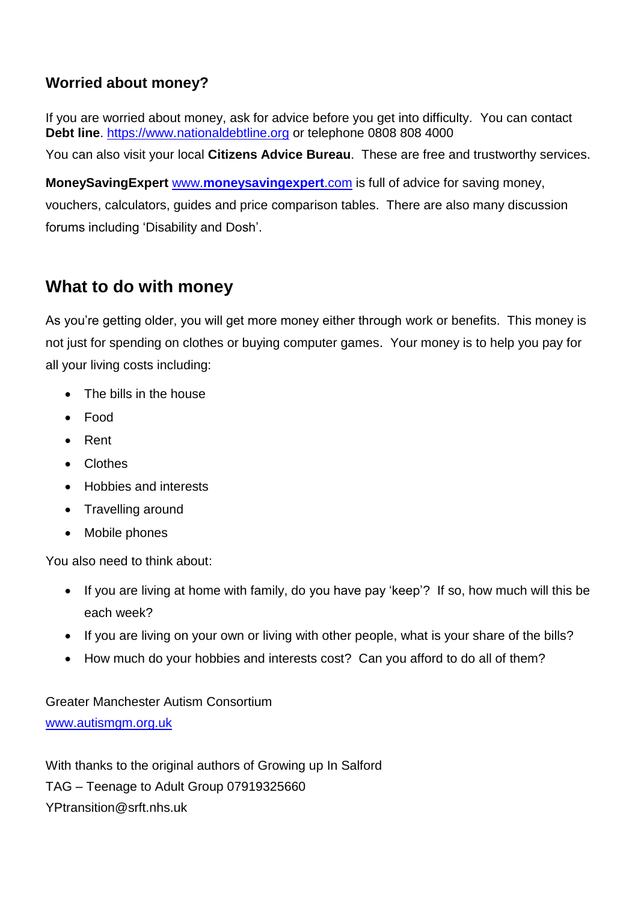### Worried about money?

If you are worried about money, ask for advice before you get into difficulty. You can contact **Debt line**. https://www.nationaldebtline.org or telephone 0808 808 4000

You can also visit your local **Citizens Advice Bureau**. These are free and trustworthy services.

**MoneySavingExpert** www.**moneysavingexpert**.com is full of advice for saving money, vouchers, calculators, guides and price comparison tables. There are also many discussion forums including 'Disability and Dosh'.

## What to do with money

As you're getting older, you will get more money either through work or benefits. This money is not just for spending on clothes or buying computer games. Your money is to help you pay for all your living costs including:

- The bills in the house
- Food
- Rent
- Clothes
- Hobbies and interests
- Travelling around
- Mobile phones

You also need to think about:

- If you are living at home with family, do you have pay 'keep'? If so, how much will this be each week?
- If you are living on your own or living with other people, what is your share of the bills?
- How much do your hobbies and interests cost? Can you afford to do all of them?

Greater Manchester Autism Consortium
www.autismgm.org.uk

With thanks to the original authors of Growing up In Salford
TAG – Teenage to Adult Group 07919325660
YPtransition@srft.nhs.uk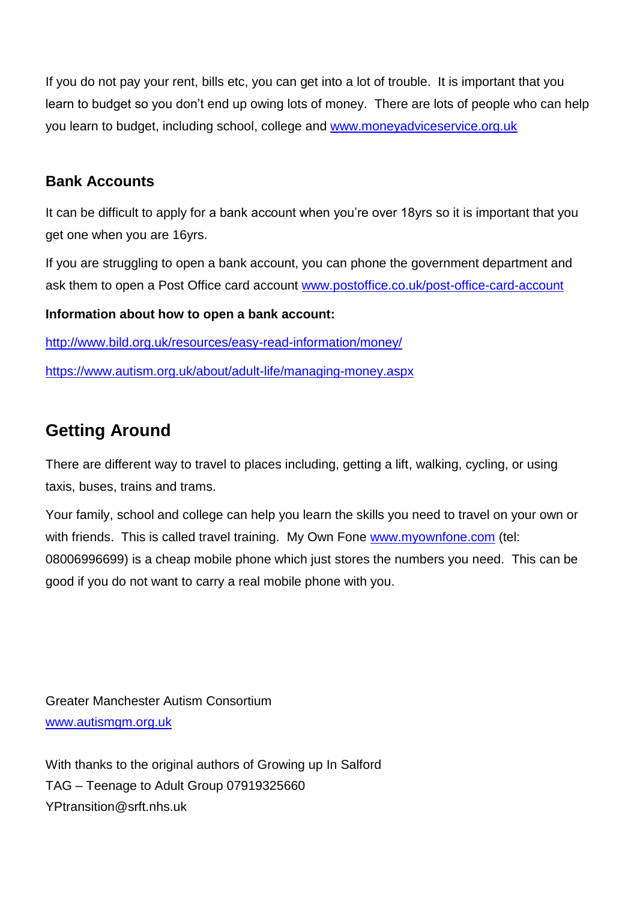If you do not pay your rent, bills etc, you can get into a lot of trouble. It is important that you learn to budget so you don't end up owing lots of money. There are lots of people who can help you learn to budget, including school, college and www.moneyadviceservice.org.uk

### Bank Accounts

It can be difficult to apply for a bank account when you're over 18yrs so it is important that you get one when you are 16yrs.

If you are struggling to open a bank account, you can phone the government department and ask them to open a Post Office card account www.postoffice.co.uk/post-office-card-account

**Information about how to open a bank account:**

http://www.bild.org.uk/resources/easy-read-information/money/

https://www.autism.org.uk/about/adult-life/managing-money.aspx

## Getting Around

There are different way to travel to places including, getting a lift, walking, cycling, or using taxis, buses, trains and trams.

Your family, school and college can help you learn the skills you need to travel on your own or with friends. This is called travel training. My Own Fone www.myownfone.com (tel: 08006996699) is a cheap mobile phone which just stores the numbers you need. This can be good if you do not want to carry a real mobile phone with you.

Greater Manchester Autism Consortium  
www.autismgm.org.uk

With thanks to the original authors of Growing up In Salford  
TAG – Teenage to Adult Group 07919325660  
YPtransition@srft.nhs.uk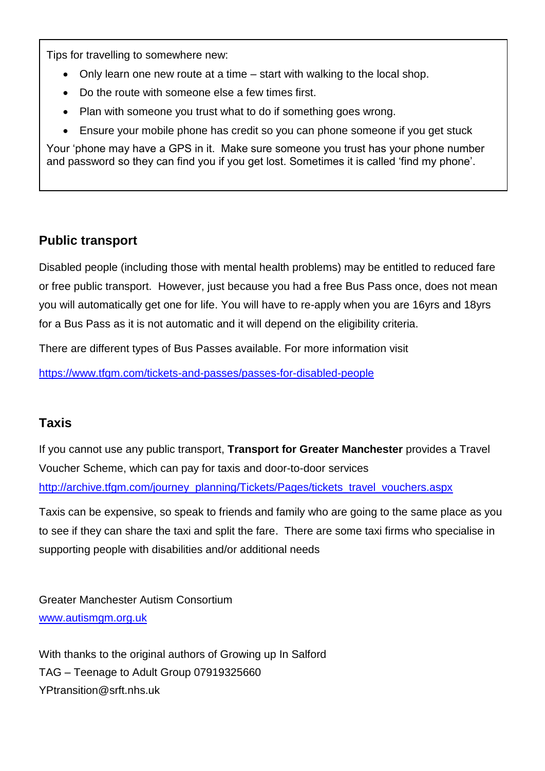Tips for travelling to somewhere new:

- Only learn one new route at a time – start with walking to the local shop.
- Do the route with someone else a few times first.
- Plan with someone you trust what to do if something goes wrong.
- Ensure your mobile phone has credit so you can phone someone if you get stuck

Your 'phone may have a GPS in it. Make sure someone you trust has your phone number and password so they can find you if you get lost. Sometimes it is called 'find my phone'.

## Public transport

Disabled people (including those with mental health problems) may be entitled to reduced fare or free public transport. However, just because you had a free Bus Pass once, does not mean you will automatically get one for life. You will have to re-apply when you are 16yrs and 18yrs for a Bus Pass as it is not automatic and it will depend on the eligibility criteria.

There are different types of Bus Passes available. For more information visit

https://www.tfgm.com/tickets-and-passes/passes-for-disabled-people

## Taxis

If you cannot use any public transport, **Transport for Greater Manchester** provides a Travel Voucher Scheme, which can pay for taxis and door-to-door services http://archive.tfgm.com/journey_planning/Tickets/Pages/tickets_travel_vouchers.aspx

Taxis can be expensive, so speak to friends and family who are going to the same place as you to see if they can share the taxi and split the fare. There are some taxi firms who specialise in supporting people with disabilities and/or additional needs

Greater Manchester Autism Consortium
www.autismgm.org.uk

With thanks to the original authors of Growing up In Salford
TAG – Teenage to Adult Group 07919325660
YPtransition@srft.nhs.uk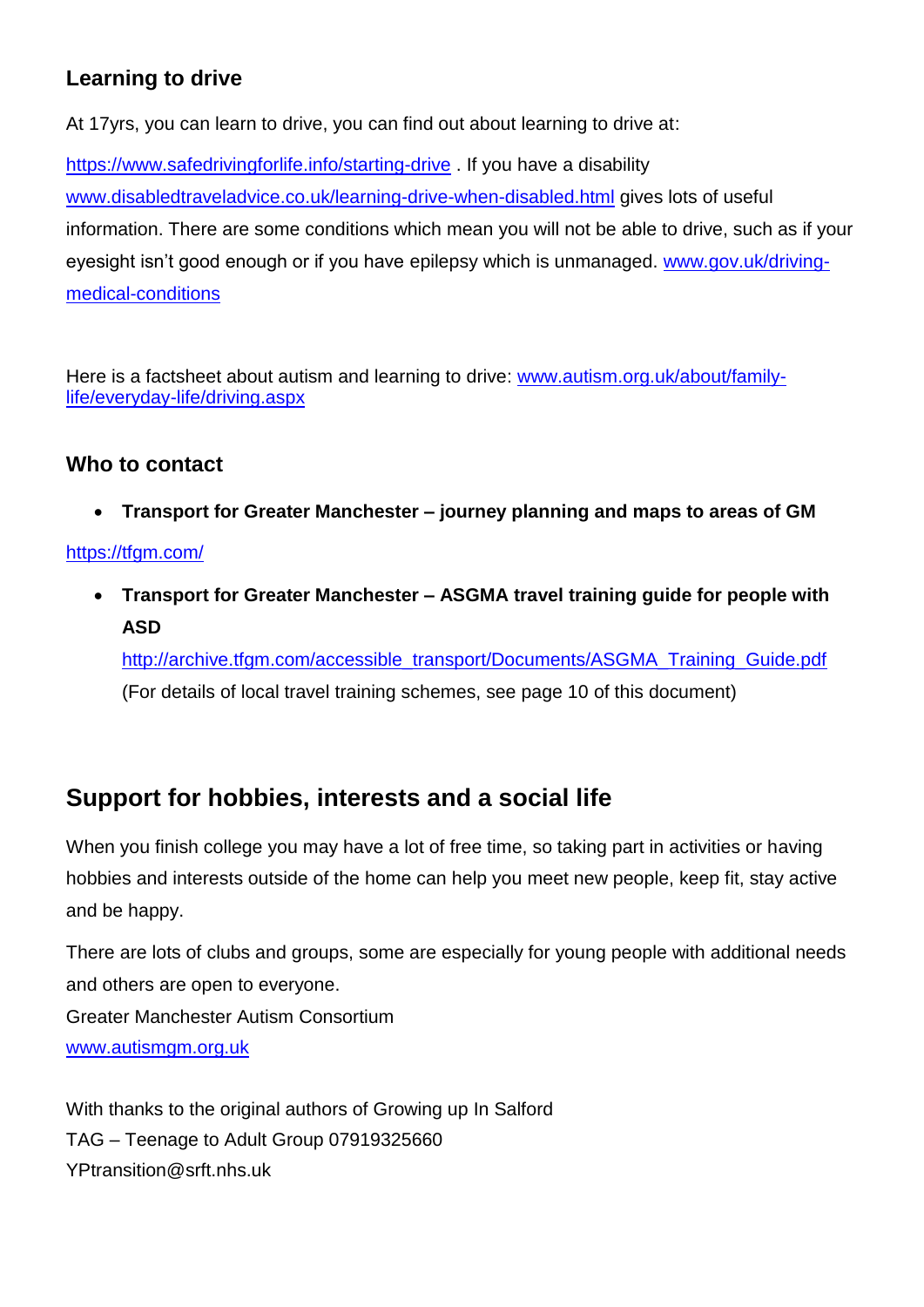### Learning to drive

At 17yrs, you can learn to drive, you can find out about learning to drive at:

https://www.safedrivingforlife.info/starting-drive . If you have a disability www.disabledtraveladvice.co.uk/learning-drive-when-disabled.html gives lots of useful information. There are some conditions which mean you will not be able to drive, such as if your eyesight isn't good enough or if you have epilepsy which is unmanaged. www.gov.uk/driving-medical-conditions

Here is a factsheet about autism and learning to drive: www.autism.org.uk/about/family-life/everyday-life/driving.aspx

### Who to contact

- **Transport for Greater Manchester – journey planning and maps to areas of GM**

https://tfgm.com/

- **Transport for Greater Manchester – ASGMA travel training guide for people with ASD**
  http://archive.tfgm.com/accessible_transport/Documents/ASGMA_Training_Guide.pdf
  (For details of local travel training schemes, see page 10 of this document)

## Support for hobbies, interests and a social life

When you finish college you may have a lot of free time, so taking part in activities or having hobbies and interests outside of the home can help you meet new people, keep fit, stay active and be happy.

There are lots of clubs and groups, some are especially for young people with additional needs and others are open to everyone.
Greater Manchester Autism Consortium
www.autismgm.org.uk

With thanks to the original authors of Growing up In Salford
TAG – Teenage to Adult Group 07919325660
YPtransition@srft.nhs.uk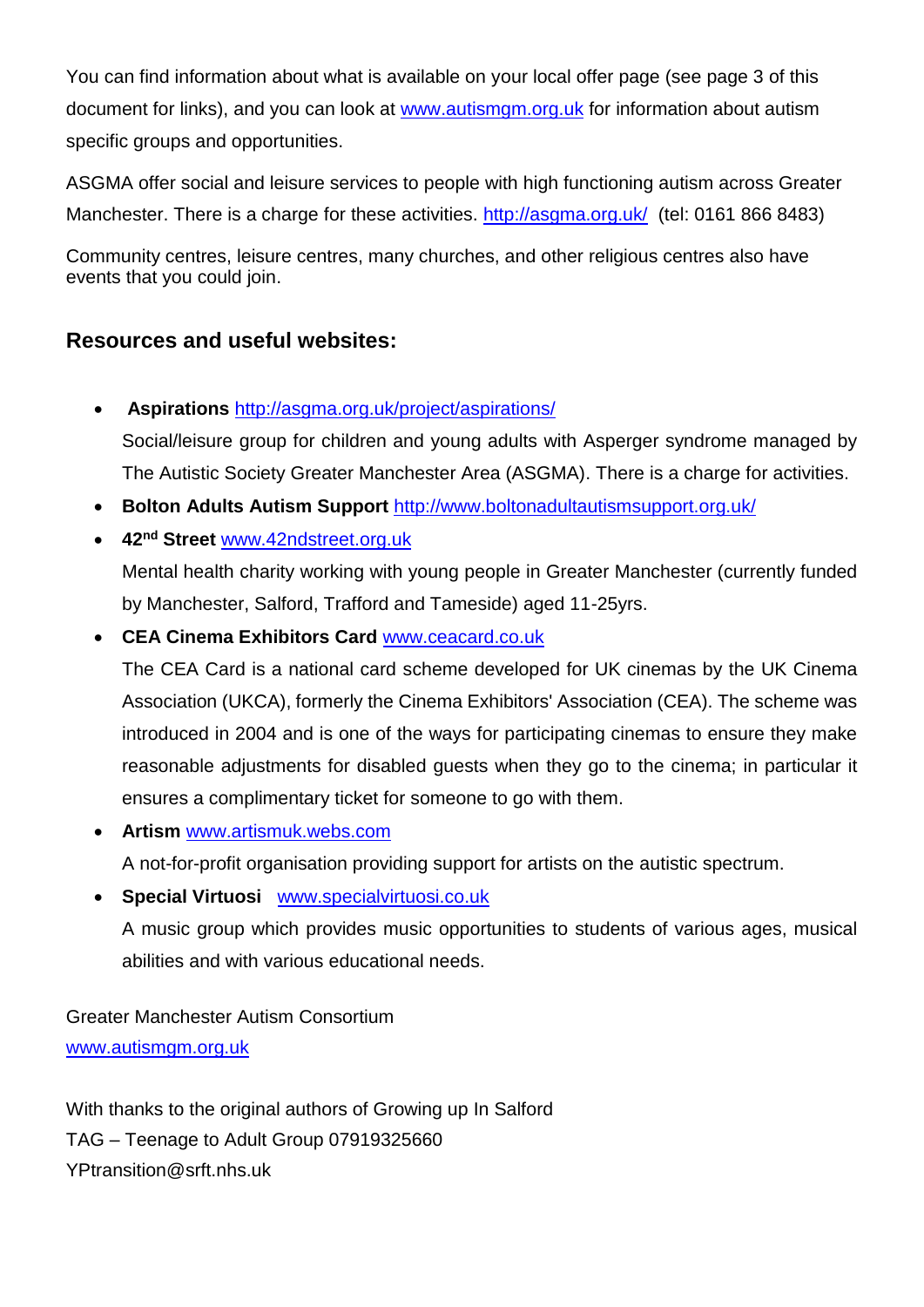You can find information about what is available on your local offer page (see page 3 of this document for links), and you can look at www.autismgm.org.uk for information about autism specific groups and opportunities.

ASGMA offer social and leisure services to people with high functioning autism across Greater Manchester. There is a charge for these activities. http://asgma.org.uk/ (tel: 0161 866 8483)

Community centres, leisure centres, many churches, and other religious centres also have events that you could join.

## Resources and useful websites:

- **Aspirations** http://asgma.org.uk/project/aspirations/

  Social/leisure group for children and young adults with Asperger syndrome managed by The Autistic Society Greater Manchester Area (ASGMA). There is a charge for activities.
- **Bolton Adults Autism Support** http://www.boltonadultautismsupport.org.uk/
- **42nd Street** www.42ndstreet.org.uk

  Mental health charity working with young people in Greater Manchester (currently funded by Manchester, Salford, Trafford and Tameside) aged 11-25yrs.
- **CEA Cinema Exhibitors Card** www.ceacard.co.uk

  The CEA Card is a national card scheme developed for UK cinemas by the UK Cinema Association (UKCA), formerly the Cinema Exhibitors' Association (CEA). The scheme was introduced in 2004 and is one of the ways for participating cinemas to ensure they make reasonable adjustments for disabled guests when they go to the cinema; in particular it ensures a complimentary ticket for someone to go with them.
- **Artism** www.artismuk.webs.com

  A not-for-profit organisation providing support for artists on the autistic spectrum.
- **Special Virtuosi** www.specialvirtuosi.co.uk

  A music group which provides music opportunities to students of various ages, musical abilities and with various educational needs.

Greater Manchester Autism Consortium
www.autismgm.org.uk

With thanks to the original authors of Growing up In Salford
TAG – Teenage to Adult Group 07919325660
YPtransition@srft.nhs.uk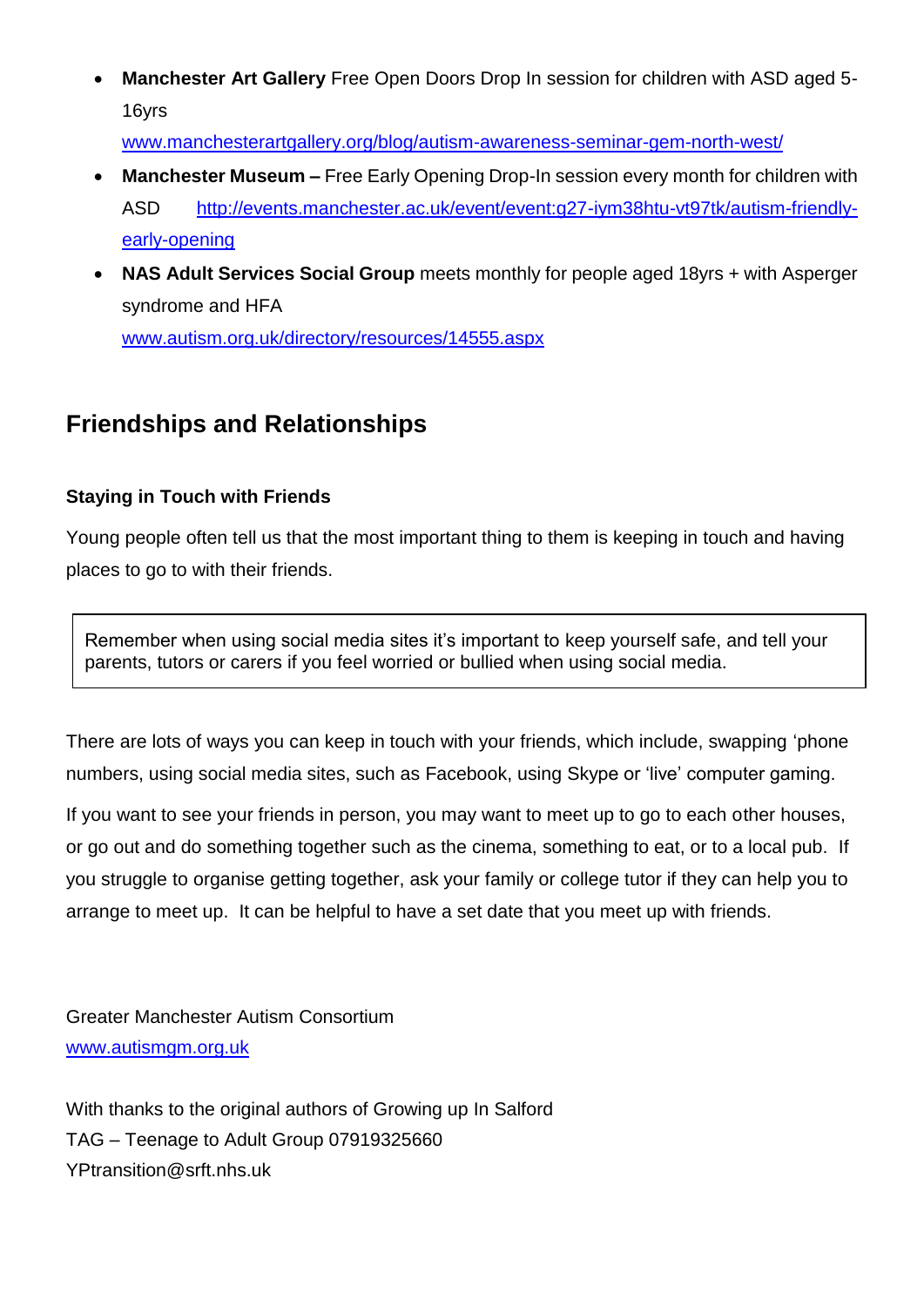- **Manchester Art Gallery** Free Open Doors Drop In session for children with ASD aged 5-16yrs
  www.manchesterartgallery.org/blog/autism-awareness-seminar-gem-north-west/
- **Manchester Museum –** Free Early Opening Drop-In session every month for children with ASD http://events.manchester.ac.uk/event/event:g27-iym38htu-vt97tk/autism-friendly-early-opening
- **NAS Adult Services Social Group** meets monthly for people aged 18yrs + with Asperger syndrome and HFA
  www.autism.org.uk/directory/resources/14555.aspx

## Friendships and Relationships

### Staying in Touch with Friends

Young people often tell us that the most important thing to them is keeping in touch and having places to go to with their friends.

> Remember when using social media sites it's important to keep yourself safe, and tell your parents, tutors or carers if you feel worried or bullied when using social media.

There are lots of ways you can keep in touch with your friends, which include, swapping 'phone numbers, using social media sites, such as Facebook, using Skype or 'live' computer gaming.

If you want to see your friends in person, you may want to meet up to go to each other houses, or go out and do something together such as the cinema, something to eat, or to a local pub. If you struggle to organise getting together, ask your family or college tutor if they can help you to arrange to meet up. It can be helpful to have a set date that you meet up with friends.

Greater Manchester Autism Consortium
www.autismgm.org.uk

With thanks to the original authors of Growing up In Salford
TAG – Teenage to Adult Group 07919325660
YPtransition@srft.nhs.uk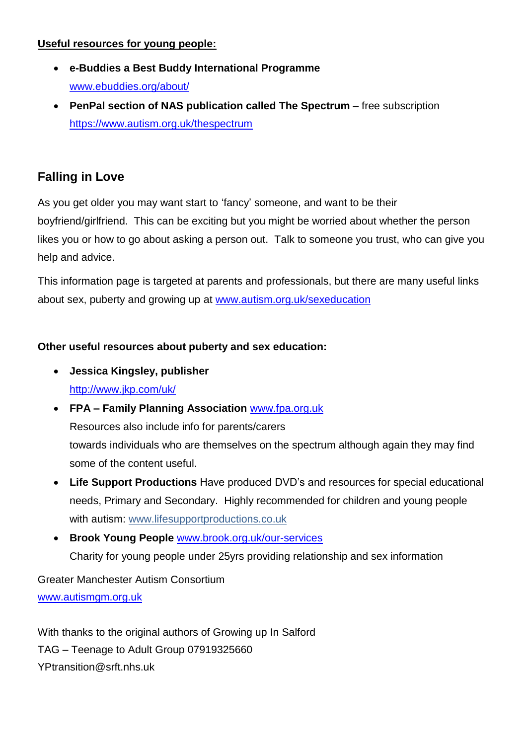**Useful resources for young people:**

- **e-Buddies a Best Buddy International Programme**
  www.ebuddies.org/about/
- **PenPal section of NAS publication called The Spectrum** – free subscription
  https://www.autism.org.uk/thespectrum

## Falling in Love

As you get older you may want start to 'fancy' someone, and want to be their boyfriend/girlfriend. This can be exciting but you might be worried about whether the person likes you or how to go about asking a person out. Talk to someone you trust, who can give you help and advice.

This information page is targeted at parents and professionals, but there are many useful links about sex, puberty and growing up at www.autism.org.uk/sexeducation

**Other useful resources about puberty and sex education:**

- **Jessica Kingsley, publisher**
  http://www.jkp.com/uk/
- **FPA – Family Planning Association** www.fpa.org.uk
  Resources also include info for parents/carers
  towards individuals who are themselves on the spectrum although again they may find some of the content useful.
- **Life Support Productions** Have produced DVD's and resources for special educational needs, Primary and Secondary. Highly recommended for children and young people with autism: www.lifesupportproductions.co.uk
- **Brook Young People** www.brook.org.uk/our-services
  Charity for young people under 25yrs providing relationship and sex information

Greater Manchester Autism Consortium
www.autismgm.org.uk

With thanks to the original authors of Growing up In Salford
TAG – Teenage to Adult Group 07919325660
YPtransition@srft.nhs.uk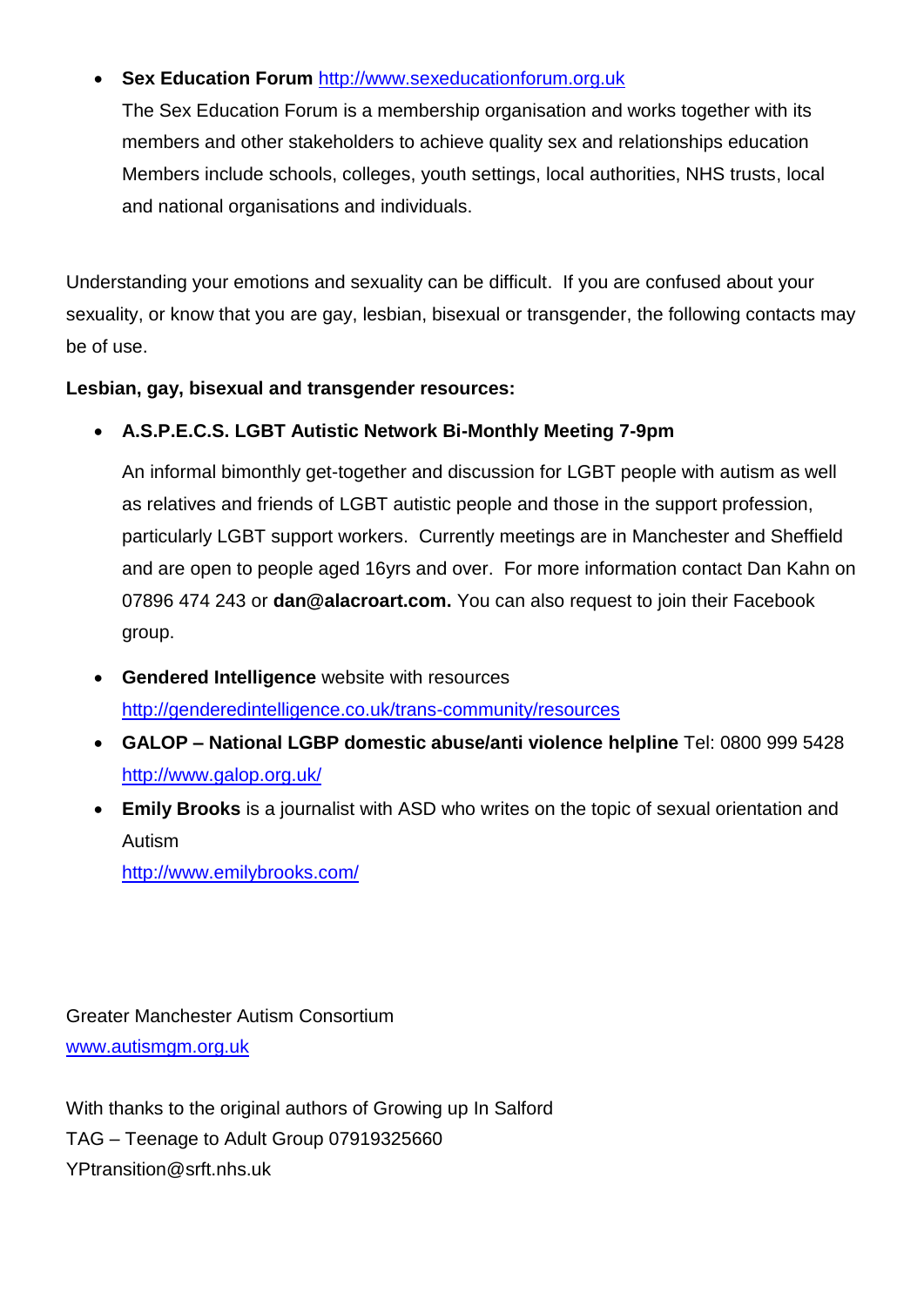- **Sex Education Forum** http://www.sexeducationforum.org.uk
  The Sex Education Forum is a membership organisation and works together with its members and other stakeholders to achieve quality sex and relationships education Members include schools, colleges, youth settings, local authorities, NHS trusts, local and national organisations and individuals.

Understanding your emotions and sexuality can be difficult. If you are confused about your sexuality, or know that you are gay, lesbian, bisexual or transgender, the following contacts may be of use.

**Lesbian, gay, bisexual and transgender resources:**

- **A.S.P.E.C.S. LGBT Autistic Network Bi-Monthly Meeting 7-9pm**

  An informal bimonthly get-together and discussion for LGBT people with autism as well as relatives and friends of LGBT autistic people and those in the support profession, particularly LGBT support workers. Currently meetings are in Manchester and Sheffield and are open to people aged 16yrs and over. For more information contact Dan Kahn on 07896 474 243 or **dan@alacroart.com.** You can also request to join their Facebook group.

- **Gendered Intelligence** website with resources
  http://genderedintelligence.co.uk/trans-community/resources
- **GALOP – National LGBP domestic abuse/anti violence helpline** Tel: 0800 999 5428
  http://www.galop.org.uk/
- **Emily Brooks** is a journalist with ASD who writes on the topic of sexual orientation and Autism
  http://www.emilybrooks.com/

Greater Manchester Autism Consortium
www.autismgm.org.uk

With thanks to the original authors of Growing up In Salford
TAG – Teenage to Adult Group 07919325660
YPtransition@srft.nhs.uk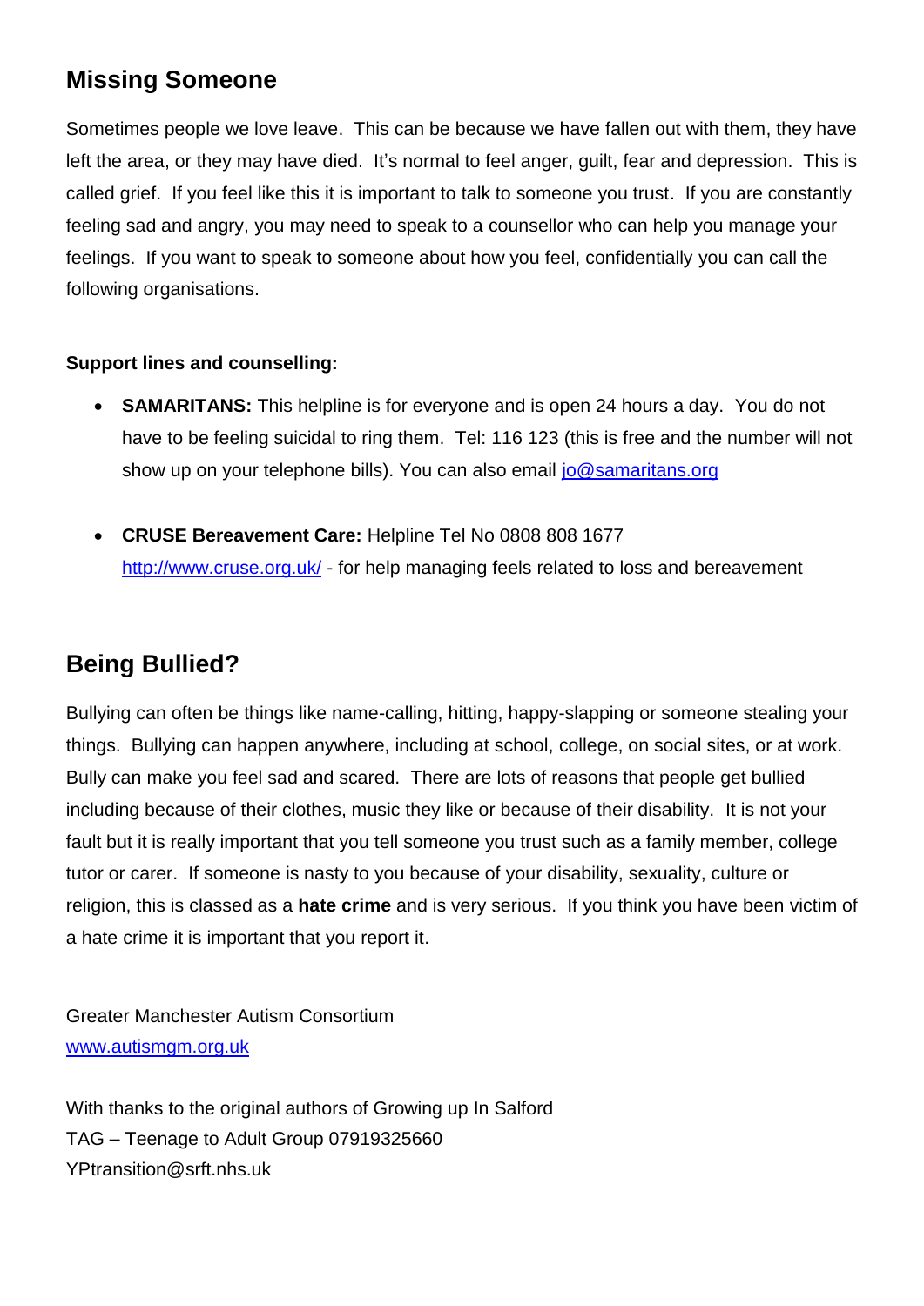## Missing Someone

Sometimes people we love leave. This can be because we have fallen out with them, they have left the area, or they may have died. It's normal to feel anger, guilt, fear and depression. This is called grief. If you feel like this it is important to talk to someone you trust. If you are constantly feeling sad and angry, you may need to speak to a counsellor who can help you manage your feelings. If you want to speak to someone about how you feel, confidentially you can call the following organisations.

**Support lines and counselling:**

- **SAMARITANS:** This helpline is for everyone and is open 24 hours a day. You do not have to be feeling suicidal to ring them. Tel: 116 123 (this is free and the number will not show up on your telephone bills). You can also email jo@samaritans.org

- **CRUSE Bereavement Care:** Helpline Tel No 0808 808 1677 http://www.cruse.org.uk/ - for help managing feels related to loss and bereavement

## Being Bullied?

Bullying can often be things like name-calling, hitting, happy-slapping or someone stealing your things. Bullying can happen anywhere, including at school, college, on social sites, or at work. Bully can make you feel sad and scared. There are lots of reasons that people get bullied including because of their clothes, music they like or because of their disability. It is not your fault but it is really important that you tell someone you trust such as a family member, college tutor or carer. If someone is nasty to you because of your disability, sexuality, culture or religion, this is classed as a **hate crime** and is very serious. If you think you have been victim of a hate crime it is important that you report it.

Greater Manchester Autism Consortium
www.autismgm.org.uk

With thanks to the original authors of Growing up In Salford
TAG – Teenage to Adult Group 07919325660
YPtransition@srft.nhs.uk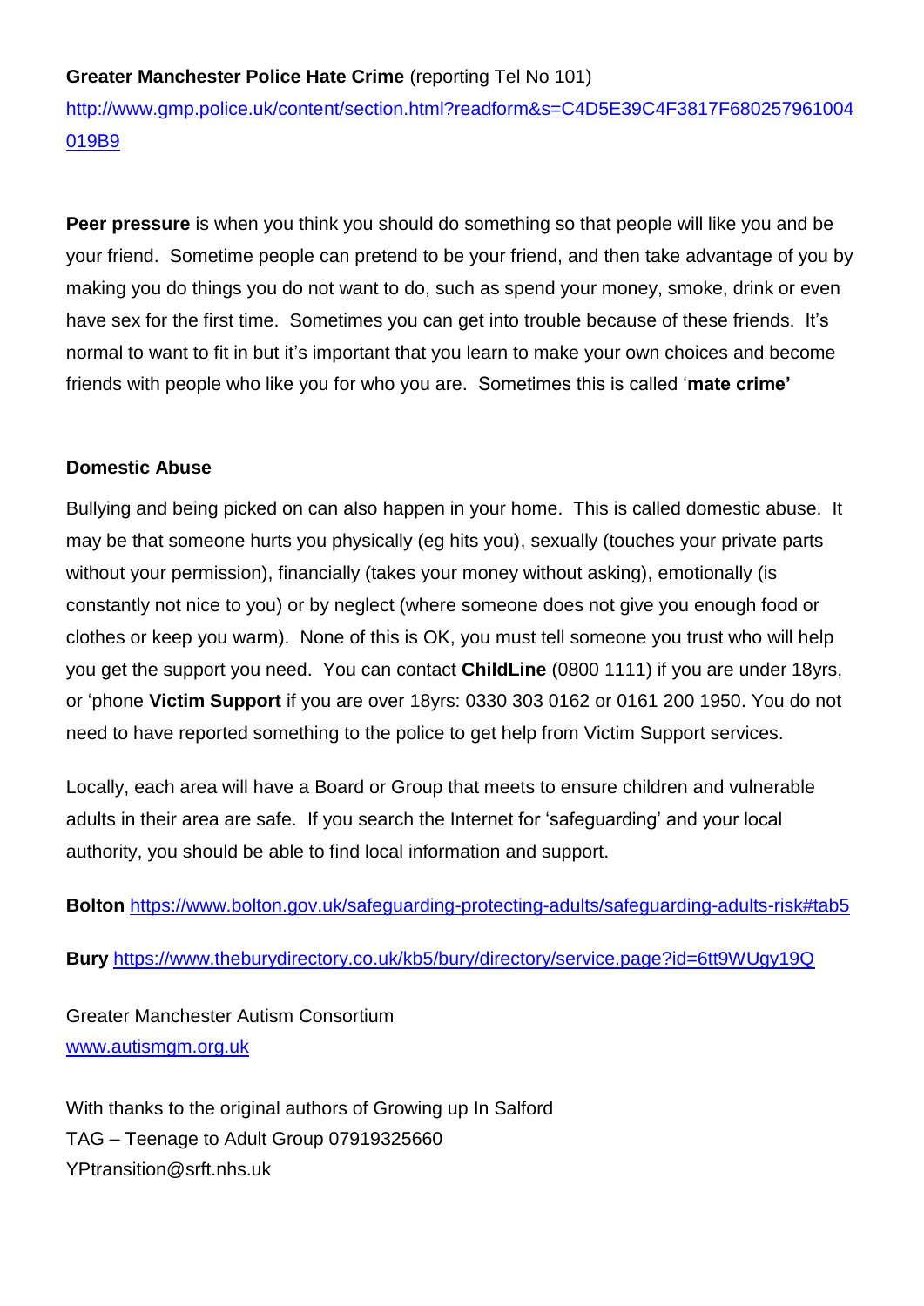**Greater Manchester Police Hate Crime** (reporting Tel No 101)
http://www.gmp.police.uk/content/section.html?readform&s=C4D5E39C4F3817F680257961004019B9

**Peer pressure** is when you think you should do something so that people will like you and be your friend. Sometime people can pretend to be your friend, and then take advantage of you by making you do things you do not want to do, such as spend your money, smoke, drink or even have sex for the first time. Sometimes you can get into trouble because of these friends. It's normal to want to fit in but it's important that you learn to make your own choices and become friends with people who like you for who you are. Sometimes this is called '**mate crime'**

**Domestic Abuse**

Bullying and being picked on can also happen in your home. This is called domestic abuse. It may be that someone hurts you physically (eg hits you), sexually (touches your private parts without your permission), financially (takes your money without asking), emotionally (is constantly not nice to you) or by neglect (where someone does not give you enough food or clothes or keep you warm). None of this is OK, you must tell someone you trust who will help you get the support you need. You can contact **ChildLine** (0800 1111) if you are under 18yrs, or 'phone **Victim Support** if you are over 18yrs: 0330 303 0162 or 0161 200 1950. You do not need to have reported something to the police to get help from Victim Support services.

Locally, each area will have a Board or Group that meets to ensure children and vulnerable adults in their area are safe. If you search the Internet for 'safeguarding' and your local authority, you should be able to find local information and support.

**Bolton** https://www.bolton.gov.uk/safeguarding-protecting-adults/safeguarding-adults-risk#tab5

**Bury** https://www.theburydirectory.co.uk/kb5/bury/directory/service.page?id=6tt9WUgy19Q

Greater Manchester Autism Consortium
www.autismgm.org.uk

With thanks to the original authors of Growing up In Salford
TAG – Teenage to Adult Group 07919325660
YPtransition@srft.nhs.uk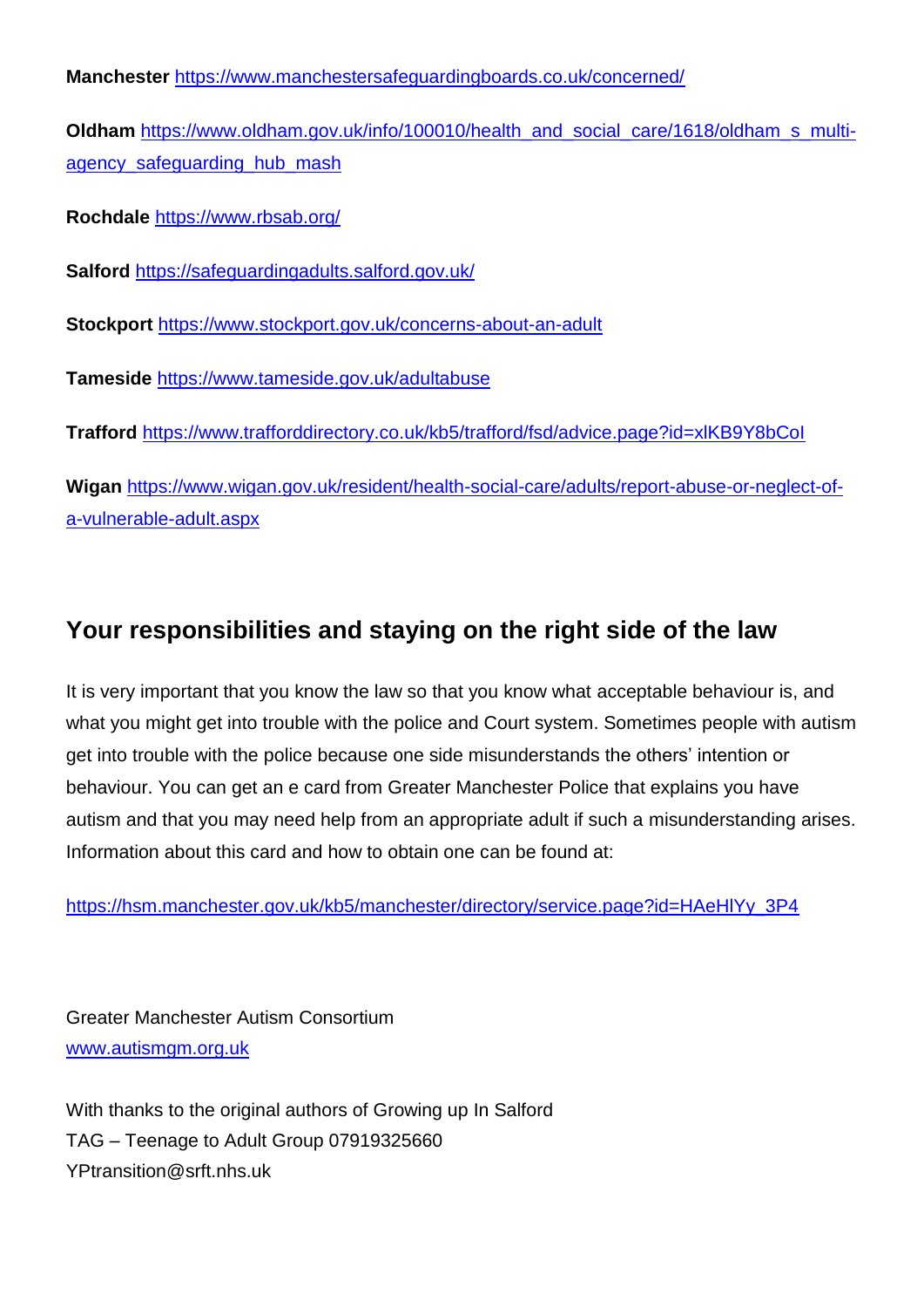**Manchester** https://www.manchestersafeguardingboards.co.uk/concerned/

**Oldham** https://www.oldham.gov.uk/info/100010/health_and_social_care/1618/oldham_s_multi-agency_safeguarding_hub_mash

**Rochdale** https://www.rbsab.org/

**Salford** https://safeguardingadults.salford.gov.uk/

**Stockport** https://www.stockport.gov.uk/concerns-about-an-adult

**Tameside** https://www.tameside.gov.uk/adultabuse

**Trafford** https://www.trafforddirectory.co.uk/kb5/trafford/fsd/advice.page?id=xlKB9Y8bCoI

**Wigan** https://www.wigan.gov.uk/resident/health-social-care/adults/report-abuse-or-neglect-of-a-vulnerable-adult.aspx

## Your responsibilities and staying on the right side of the law

It is very important that you know the law so that you know what acceptable behaviour is, and what you might get into trouble with the police and Court system. Sometimes people with autism get into trouble with the police because one side misunderstands the others' intention or behaviour. You can get an e card from Greater Manchester Police that explains you have autism and that you may need help from an appropriate adult if such a misunderstanding arises. Information about this card and how to obtain one can be found at:

https://hsm.manchester.gov.uk/kb5/manchester/directory/service.page?id=HAeHlYy_3P4

Greater Manchester Autism Consortium
www.autismgm.org.uk

With thanks to the original authors of Growing up In Salford
TAG – Teenage to Adult Group 07919325660
YPtransition@srft.nhs.uk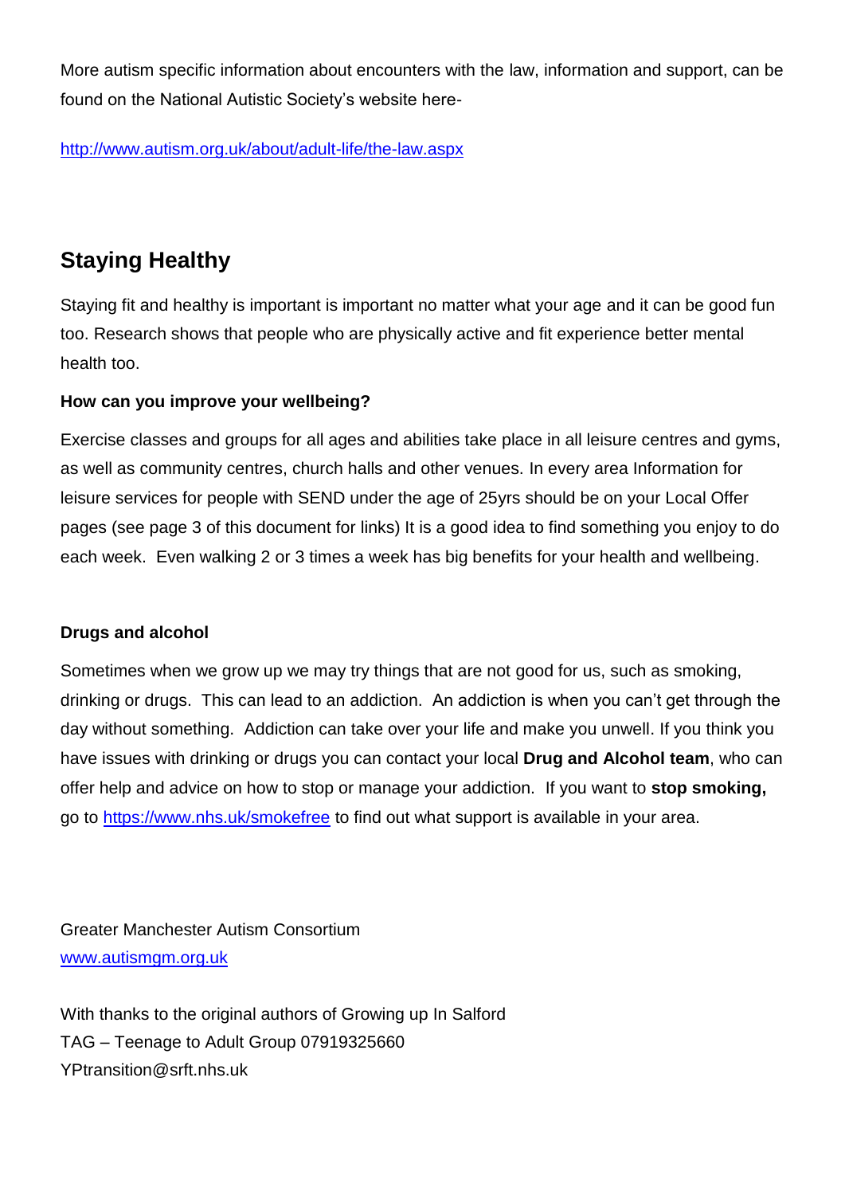More autism specific information about encounters with the law, information and support, can be found on the National Autistic Society's website here-

http://www.autism.org.uk/about/adult-life/the-law.aspx

## Staying Healthy

Staying fit and healthy is important is important no matter what your age and it can be good fun too. Research shows that people who are physically active and fit experience better mental health too.

**How can you improve your wellbeing?**

Exercise classes and groups for all ages and abilities take place in all leisure centres and gyms, as well as community centres, church halls and other venues. In every area Information for leisure services for people with SEND under the age of 25yrs should be on your Local Offer pages (see page 3 of this document for links) It is a good idea to find something you enjoy to do each week. Even walking 2 or 3 times a week has big benefits for your health and wellbeing.

**Drugs and alcohol**

Sometimes when we grow up we may try things that are not good for us, such as smoking, drinking or drugs. This can lead to an addiction. An addiction is when you can't get through the day without something. Addiction can take over your life and make you unwell. If you think you have issues with drinking or drugs you can contact your local **Drug and Alcohol team**, who can offer help and advice on how to stop or manage your addiction. If you want to **stop smoking,** go to https://www.nhs.uk/smokefree to find out what support is available in your area.

Greater Manchester Autism Consortium
www.autismgm.org.uk

With thanks to the original authors of Growing up In Salford
TAG – Teenage to Adult Group 07919325660
YPtransition@srft.nhs.uk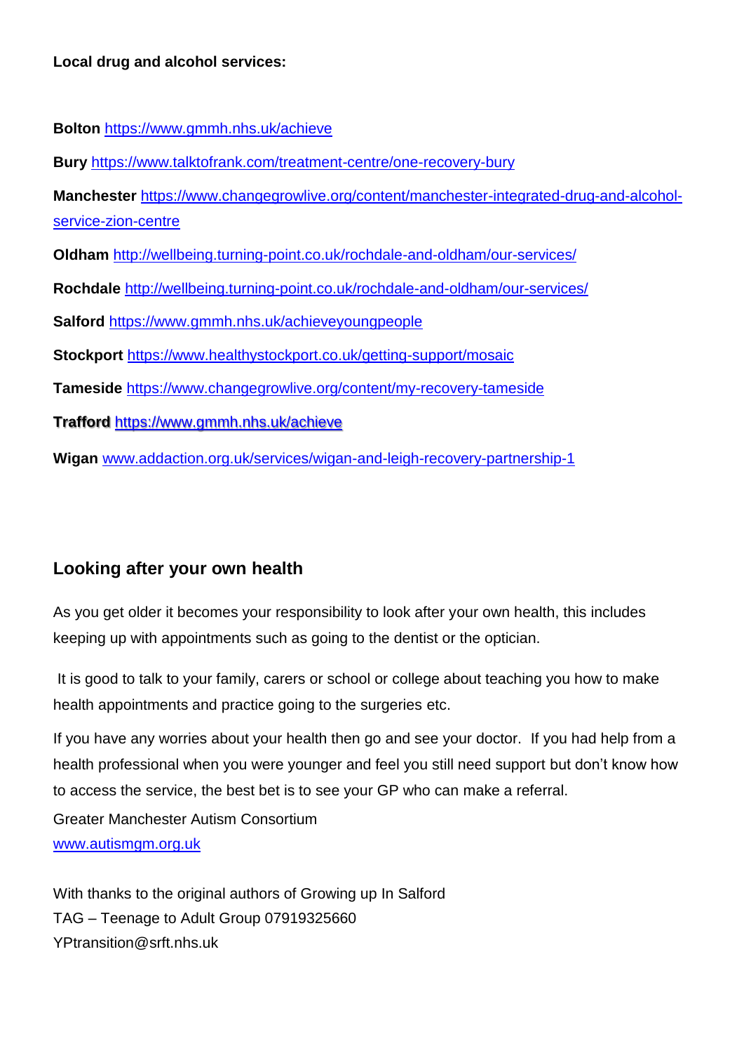**Local drug and alcohol services:**

**Bolton** https://www.gmmh.nhs.uk/achieve

**Bury** https://www.talktofrank.com/treatment-centre/one-recovery-bury

**Manchester** https://www.changegrowlive.org/content/manchester-integrated-drug-and-alcohol-service-zion-centre

**Oldham** http://wellbeing.turning-point.co.uk/rochdale-and-oldham/our-services/

**Rochdale** http://wellbeing.turning-point.co.uk/rochdale-and-oldham/our-services/

**Salford** https://www.gmmh.nhs.uk/achieveyoungpeople

**Stockport** https://www.healthystockport.co.uk/getting-support/mosaic

**Tameside** https://www.changegrowlive.org/content/my-recovery-tameside

**Trafford** https://www.gmmh.nhs.uk/achieve

**Wigan** www.addaction.org.uk/services/wigan-and-leigh-recovery-partnership-1

## Looking after your own health

As you get older it becomes your responsibility to look after your own health, this includes keeping up with appointments such as going to the dentist or the optician.

It is good to talk to your family, carers or school or college about teaching you how to make health appointments and practice going to the surgeries etc.

If you have any worries about your health then go and see your doctor. If you had help from a health professional when you were younger and feel you still need support but don't know how to access the service, the best bet is to see your GP who can make a referral.

Greater Manchester Autism Consortium
www.autismgm.org.uk

With thanks to the original authors of Growing up In Salford
TAG – Teenage to Adult Group 07919325660
YPtransition@srft.nhs.uk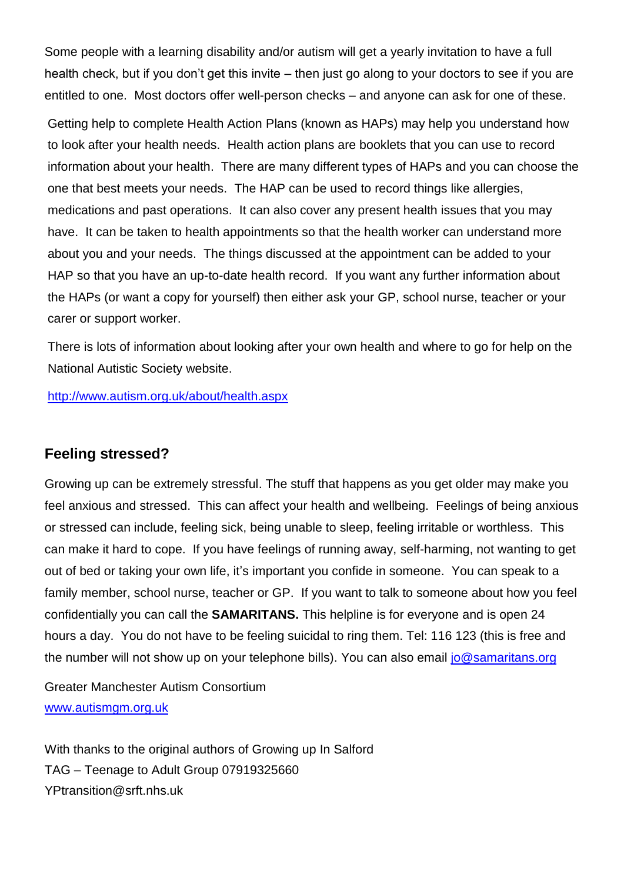Some people with a learning disability and/or autism will get a yearly invitation to have a full health check, but if you don't get this invite – then just go along to your doctors to see if you are entitled to one. Most doctors offer well-person checks – and anyone can ask for one of these.

Getting help to complete Health Action Plans (known as HAPs) may help you understand how to look after your health needs. Health action plans are booklets that you can use to record information about your health. There are many different types of HAPs and you can choose the one that best meets your needs. The HAP can be used to record things like allergies, medications and past operations. It can also cover any present health issues that you may have. It can be taken to health appointments so that the health worker can understand more about you and your needs. The things discussed at the appointment can be added to your HAP so that you have an up-to-date health record. If you want any further information about the HAPs (or want a copy for yourself) then either ask your GP, school nurse, teacher or your carer or support worker.

There is lots of information about looking after your own health and where to go for help on the National Autistic Society website.

http://www.autism.org.uk/about/health.aspx

## Feeling stressed?

Growing up can be extremely stressful. The stuff that happens as you get older may make you feel anxious and stressed. This can affect your health and wellbeing. Feelings of being anxious or stressed can include, feeling sick, being unable to sleep, feeling irritable or worthless. This can make it hard to cope. If you have feelings of running away, self-harming, not wanting to get out of bed or taking your own life, it's important you confide in someone. You can speak to a family member, school nurse, teacher or GP. If you want to talk to someone about how you feel confidentially you can call the **SAMARITANS.** This helpline is for everyone and is open 24 hours a day. You do not have to be feeling suicidal to ring them. Tel: 116 123 (this is free and the number will not show up on your telephone bills). You can also email jo@samaritans.org

Greater Manchester Autism Consortium
www.autismgm.org.uk

With thanks to the original authors of Growing up In Salford
TAG – Teenage to Adult Group 07919325660
YPtransition@srft.nhs.uk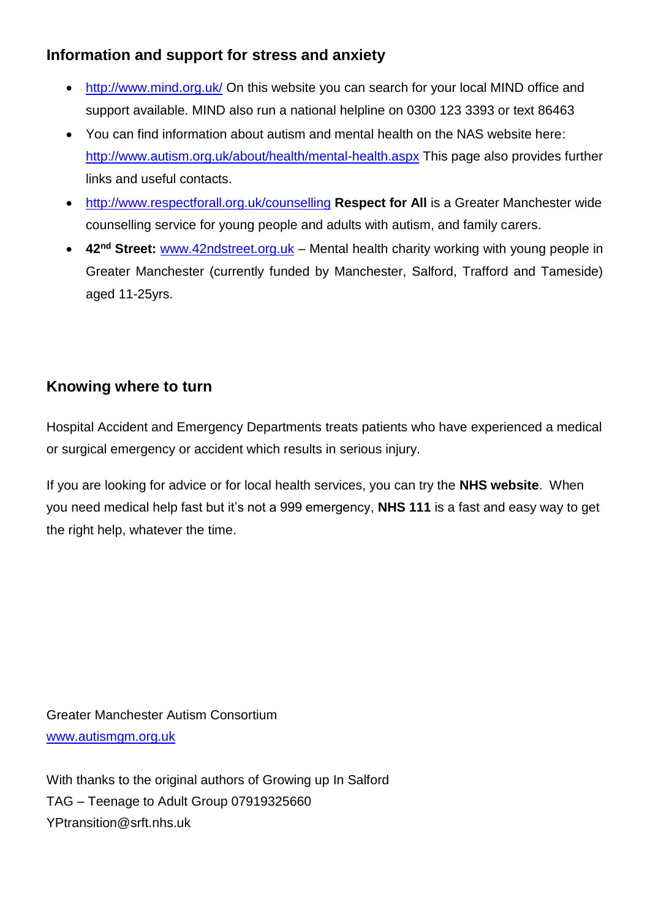## Information and support for stress and anxiety

- http://www.mind.org.uk/ On this website you can search for your local MIND office and support available. MIND also run a national helpline on 0300 123 3393 or text 86463
- You can find information about autism and mental health on the NAS website here: http://www.autism.org.uk/about/health/mental-health.aspx This page also provides further links and useful contacts.
- http://www.respectforall.org.uk/counselling **Respect for All** is a Greater Manchester wide counselling service for young people and adults with autism, and family carers.
- **42nd Street:** www.42ndstreet.org.uk – Mental health charity working with young people in Greater Manchester (currently funded by Manchester, Salford, Trafford and Tameside) aged 11-25yrs.

## Knowing where to turn

Hospital Accident and Emergency Departments treats patients who have experienced a medical or surgical emergency or accident which results in serious injury.

If you are looking for advice or for local health services, you can try the **NHS website**. When you need medical help fast but it's not a 999 emergency, **NHS 111** is a fast and easy way to get the right help, whatever the time.

Greater Manchester Autism Consortium
www.autismgm.org.uk

With thanks to the original authors of Growing up In Salford
TAG – Teenage to Adult Group 07919325660
YPtransition@srft.nhs.uk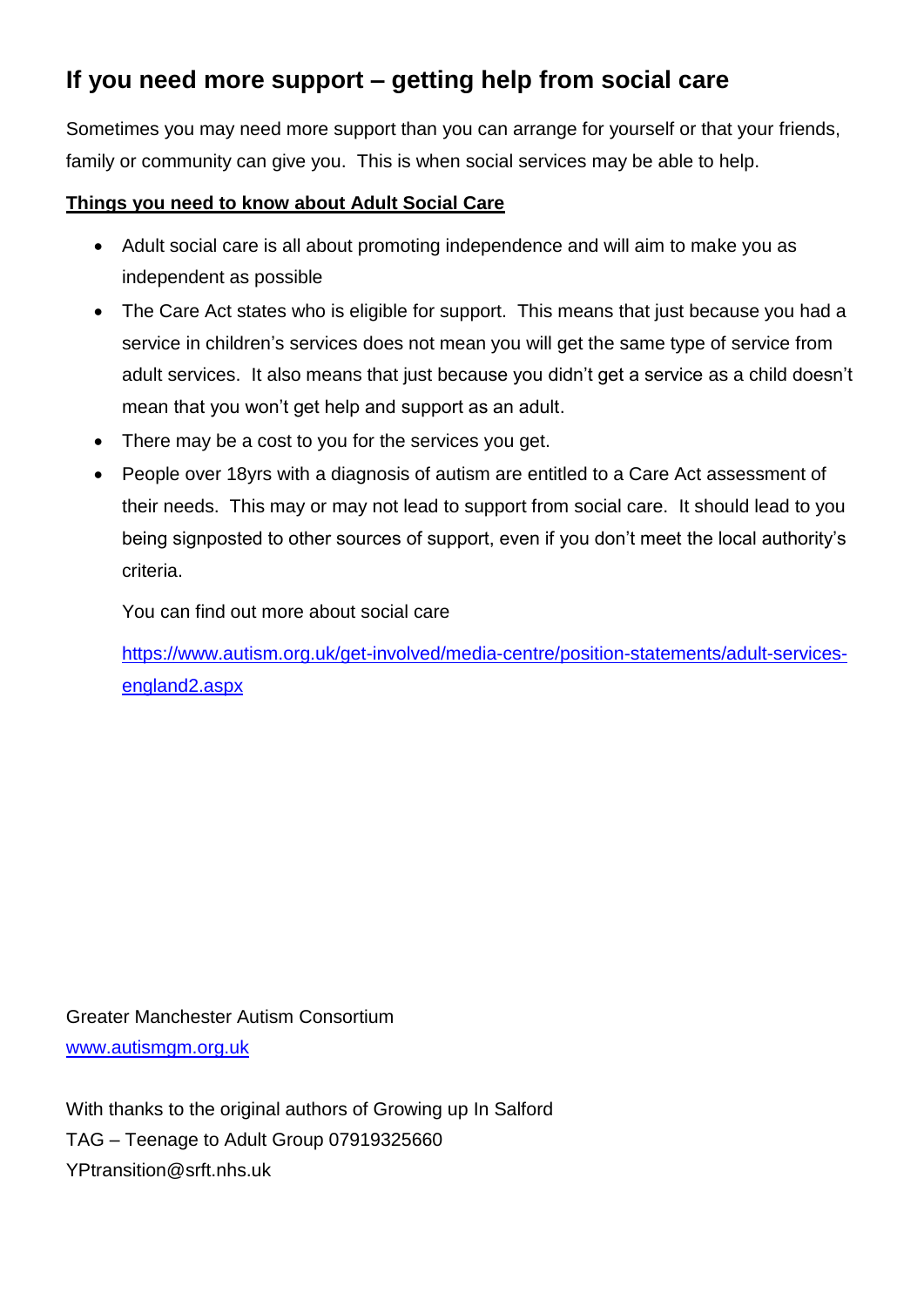## If you need more support – getting help from social care

Sometimes you may need more support than you can arrange for yourself or that your friends, family or community can give you. This is when social services may be able to help.

**Things you need to know about Adult Social Care**

- Adult social care is all about promoting independence and will aim to make you as independent as possible
- The Care Act states who is eligible for support. This means that just because you had a service in children's services does not mean you will get the same type of service from adult services. It also means that just because you didn't get a service as a child doesn't mean that you won't get help and support as an adult.
- There may be a cost to you for the services you get.
- People over 18yrs with a diagnosis of autism are entitled to a Care Act assessment of their needs. This may or may not lead to support from social care. It should lead to you being signposted to other sources of support, even if you don't meet the local authority's criteria.

  You can find out more about social care

  https://www.autism.org.uk/get-involved/media-centre/position-statements/adult-services-england2.aspx

Greater Manchester Autism Consortium
www.autismgm.org.uk

With thanks to the original authors of Growing up In Salford
TAG – Teenage to Adult Group 07919325660
YPtransition@srft.nhs.uk